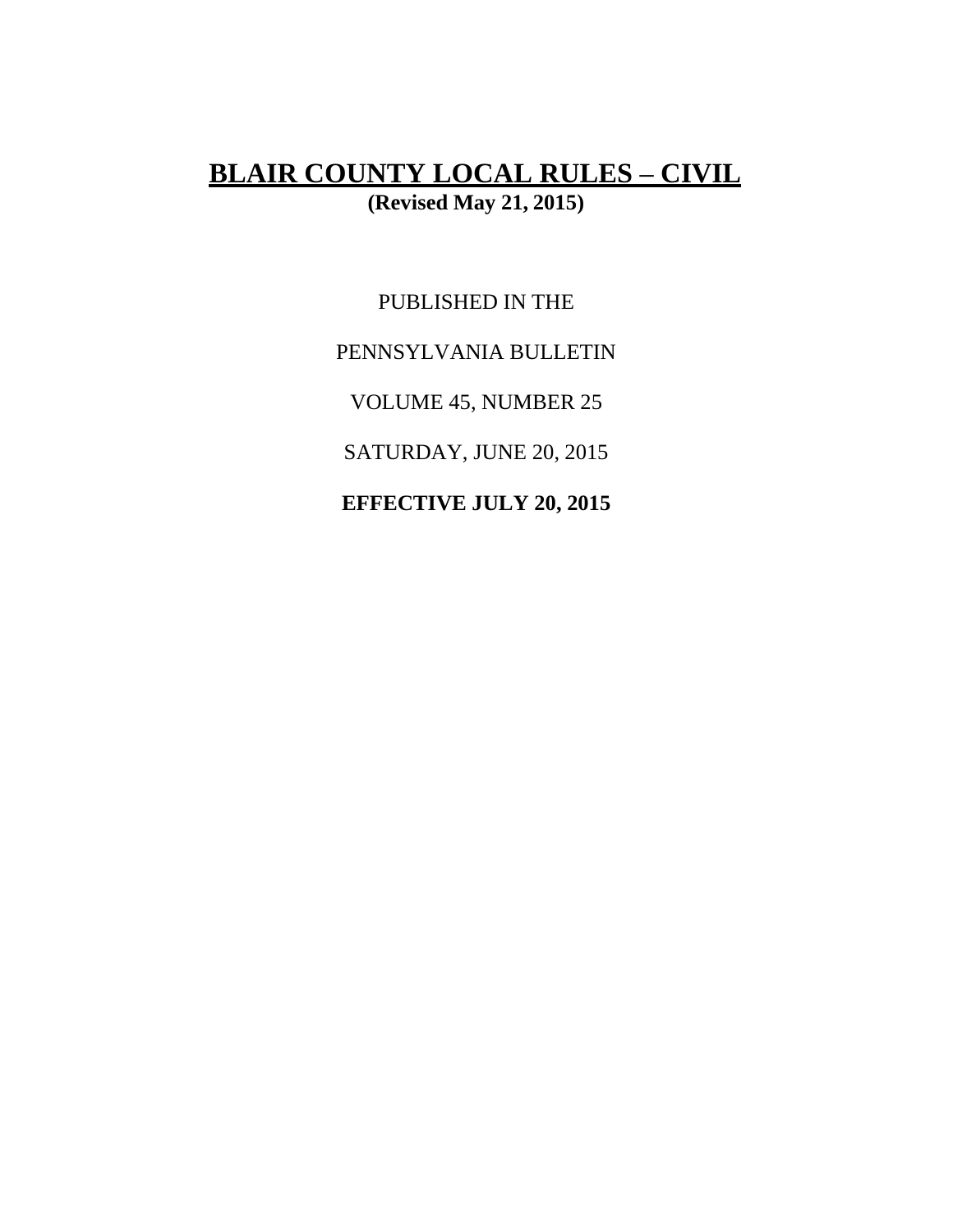# BLAIR COUNTY LOCAL RULES – CIVIL

**(Revised May 21, 2015)**

PUBLISHED IN THE

PENNSYLVANIA BULLETIN

VOLUME 45, NUMBER 25

SATURDAY, JUNE 20, 2015

**EFFECTIVE JULY 20, 2015**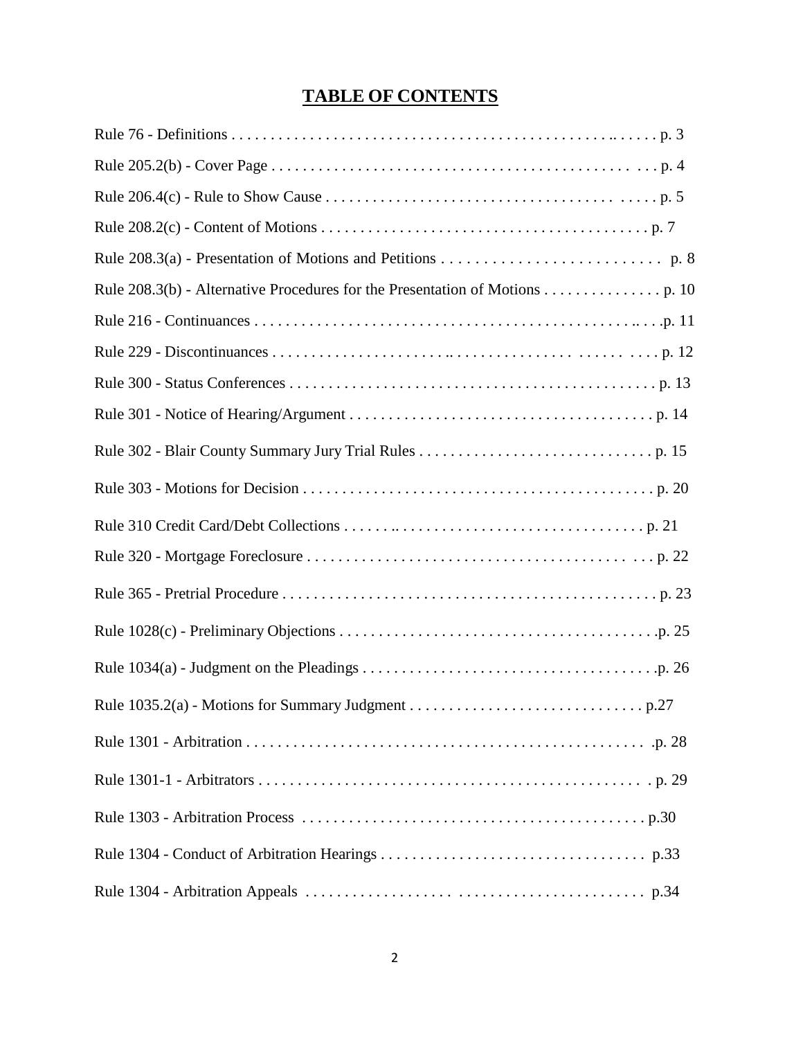# TABLE OF CONTENTS

Rule 76 - Definitions . . . . . . . . . . . . . . . . . . . . . . . . . . . . . . . . . . . . . . . . . . . . . . . . . p. 3

Rule 205.2(b) - Cover Page . . . . . . . . . . . . . . . . . . . . . . . . . . . . . . . . . . . . . . . . . . . . . . p. 4

Rule 206.4(c) - Rule to Show Cause . . . . . . . . . . . . . . . . . . . . . . . . . . . . . . . . . . . . . . . p. 5

Rule 208.2(c) - Content of Motions . . . . . . . . . . . . . . . . . . . . . . . . . . . . . . . . . . . . . . . . p. 7

Rule 208.3(a) - Presentation of Motions and Petitions . . . . . . . . . . . . . . . . . . . . . . . . . . . p. 8

Rule 208.3(b) - Alternative Procedures for the Presentation of Motions . . . . . . . . . . . . . . . p. 10

Rule 216 - Continuances . . . . . . . . . . . . . . . . . . . . . . . . . . . . . . . . . . . . . . . . . . . . . . . . p. 11

Rule 229 - Discontinuances . . . . . . . . . . . . . . . . . . . . . . . . . . . . . . . . . . . . . . . . . . . . . . p. 12

Rule 300 - Status Conferences . . . . . . . . . . . . . . . . . . . . . . . . . . . . . . . . . . . . . . . . . . . . p. 13

Rule 301 - Notice of Hearing/Argument . . . . . . . . . . . . . . . . . . . . . . . . . . . . . . . . . . . . . p. 14

Rule 302 - Blair County Summary Jury Trial Rules . . . . . . . . . . . . . . . . . . . . . . . . . . . . . p. 15

Rule 303 - Motions for Decision . . . . . . . . . . . . . . . . . . . . . . . . . . . . . . . . . . . . . . . . . . . p. 20

Rule 310 Credit Card/Debt Collections . . . . . . . . . . . . . . . . . . . . . . . . . . . . . . . . . . . . . . p. 21

Rule 320 - Mortgage Foreclosure . . . . . . . . . . . . . . . . . . . . . . . . . . . . . . . . . . . . . . . . . . p. 22

Rule 365 - Pretrial Procedure . . . . . . . . . . . . . . . . . . . . . . . . . . . . . . . . . . . . . . . . . . . . . p. 23

Rule 1028(c) - Preliminary Objections . . . . . . . . . . . . . . . . . . . . . . . . . . . . . . . . . . . . . . p. 25

Rule 1034(a) - Judgment on the Pleadings . . . . . . . . . . . . . . . . . . . . . . . . . . . . . . . . . . . p. 26

Rule 1035.2(a) - Motions for Summary Judgment . . . . . . . . . . . . . . . . . . . . . . . . . . . . . . p.27

Rule 1301 - Arbitration . . . . . . . . . . . . . . . . . . . . . . . . . . . . . . . . . . . . . . . . . . . . . . . . . p. 28

Rule 1301-1 - Arbitrators . . . . . . . . . . . . . . . . . . . . . . . . . . . . . . . . . . . . . . . . . . . . . . . p. 29

Rule 1303 - Arbitration Process . . . . . . . . . . . . . . . . . . . . . . . . . . . . . . . . . . . . . . . . . . . p.30

Rule 1304 - Conduct of Arbitration Hearings . . . . . . . . . . . . . . . . . . . . . . . . . . . . . . . . . p.33

Rule 1304 - Arbitration Appeals . . . . . . . . . . . . . . . . . . . . . . . . . . . . . . . . . . . . . . . . . . p.34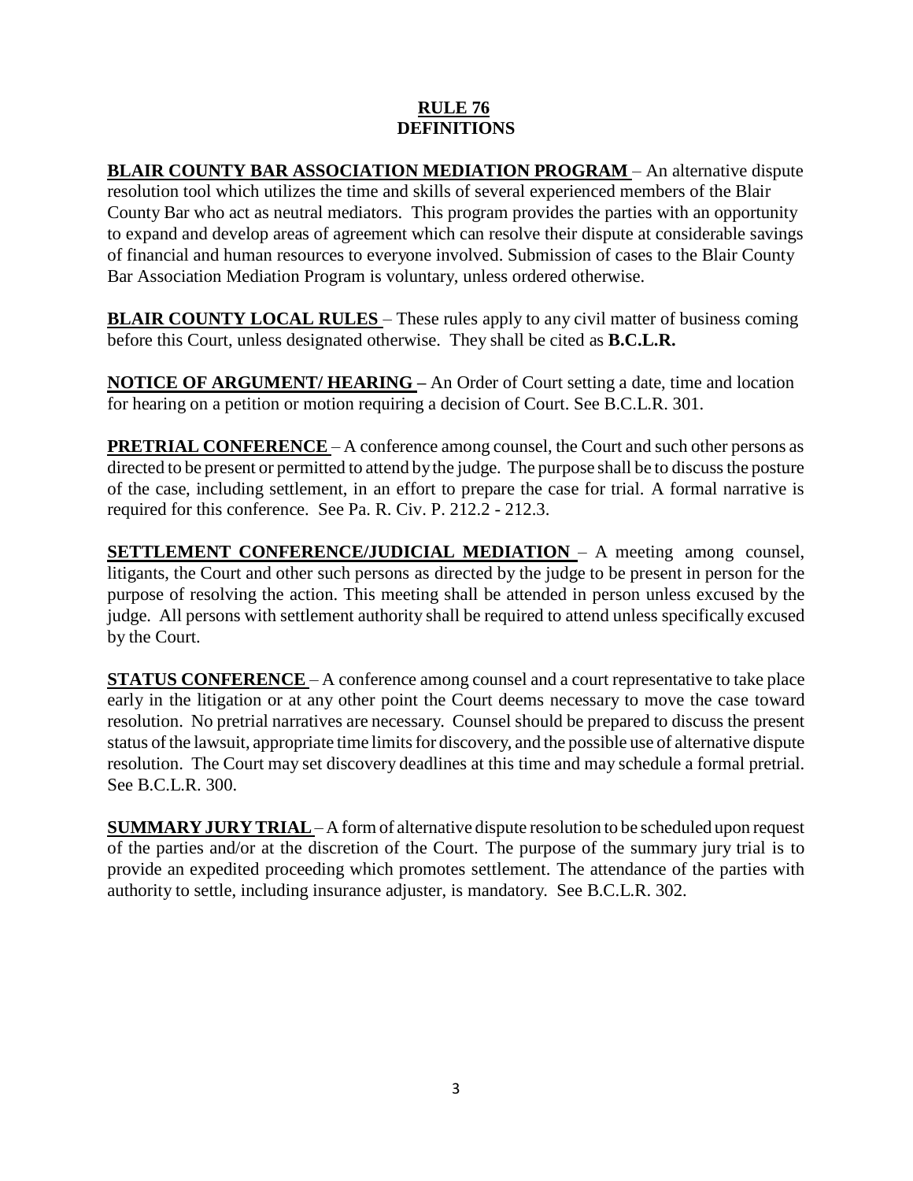# RULE 76
## DEFINITIONS

**BLAIR COUNTY BAR ASSOCIATION MEDIATION PROGRAM** – An alternative dispute resolution tool which utilizes the time and skills of several experienced members of the Blair County Bar who act as neutral mediators. This program provides the parties with an opportunity to expand and develop areas of agreement which can resolve their dispute at considerable savings of financial and human resources to everyone involved. Submission of cases to the Blair County Bar Association Mediation Program is voluntary, unless ordered otherwise.

**BLAIR COUNTY LOCAL RULES** – These rules apply to any civil matter of business coming before this Court, unless designated otherwise. They shall be cited as **B.C.L.R.**

**NOTICE OF ARGUMENT/ HEARING –** An Order of Court setting a date, time and location for hearing on a petition or motion requiring a decision of Court. See B.C.L.R. 301.

**PRETRIAL CONFERENCE** – A conference among counsel, the Court and such other persons as directed to be present or permitted to attend by the judge. The purpose shall be to discuss the posture of the case, including settlement, in an effort to prepare the case for trial. A formal narrative is required for this conference. See Pa. R. Civ. P. 212.2 - 212.3.

**SETTLEMENT CONFERENCE/JUDICIAL MEDIATION** – A meeting among counsel, litigants, the Court and other such persons as directed by the judge to be present in person for the purpose of resolving the action. This meeting shall be attended in person unless excused by the judge. All persons with settlement authority shall be required to attend unless specifically excused by the Court.

**STATUS CONFERENCE** – A conference among counsel and a court representative to take place early in the litigation or at any other point the Court deems necessary to move the case toward resolution. No pretrial narratives are necessary. Counsel should be prepared to discuss the present status of the lawsuit, appropriate time limits for discovery, and the possible use of alternative dispute resolution. The Court may set discovery deadlines at this time and may schedule a formal pretrial. See B.C.L.R. 300.

**SUMMARY JURY TRIAL** – A form of alternative dispute resolution to be scheduled upon request of the parties and/or at the discretion of the Court. The purpose of the summary jury trial is to provide an expedited proceeding which promotes settlement. The attendance of the parties with authority to settle, including insurance adjuster, is mandatory. See B.C.L.R. 302.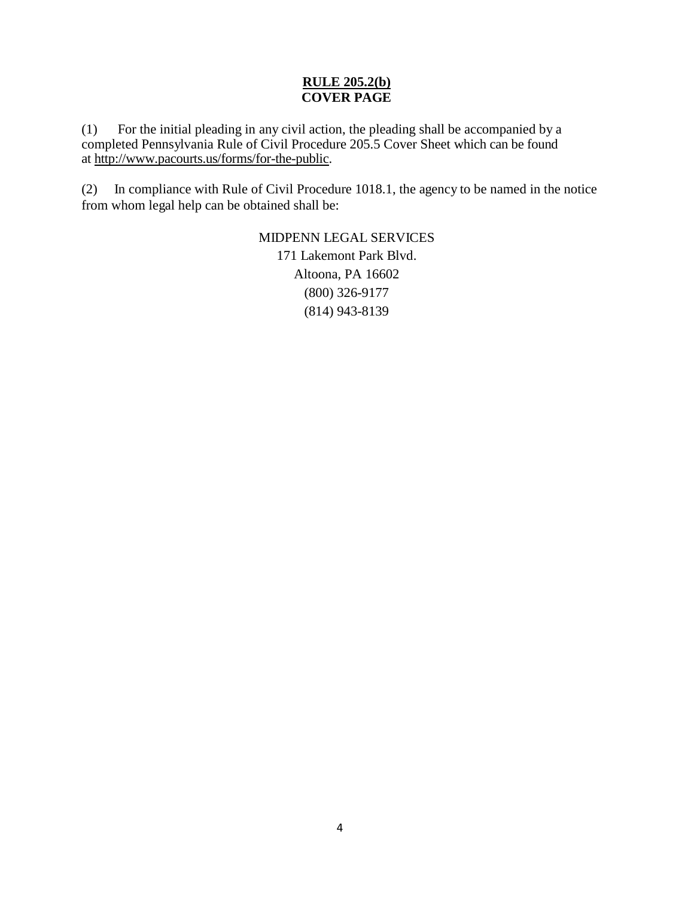## RULE 205.2(b)
## COVER PAGE

(1) For the initial pleading in any civil action, the pleading shall be accompanied by a completed Pennsylvania Rule of Civil Procedure 205.5 Cover Sheet which can be found at http://www.pacourts.us/forms/for-the-public.

(2) In compliance with Rule of Civil Procedure 1018.1, the agency to be named in the notice from whom legal help can be obtained shall be:

MIDPENN LEGAL SERVICES
171 Lakemont Park Blvd.
Altoona, PA 16602
(800) 326-9177
(814) 943-8139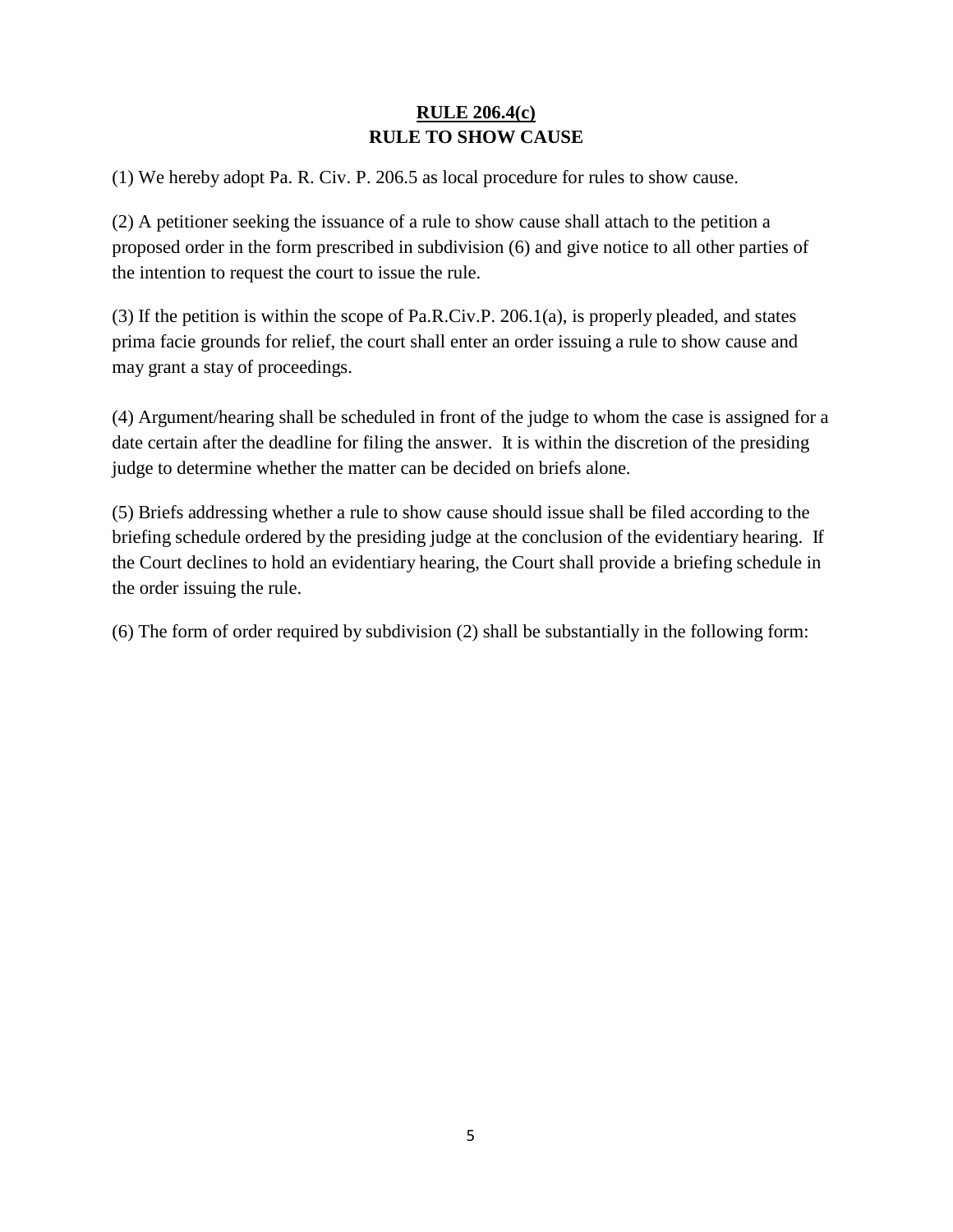# RULE 206.4(c)
# RULE TO SHOW CAUSE

(1) We hereby adopt Pa. R. Civ. P. 206.5 as local procedure for rules to show cause.

(2) A petitioner seeking the issuance of a rule to show cause shall attach to the petition a proposed order in the form prescribed in subdivision (6) and give notice to all other parties of the intention to request the court to issue the rule.

(3) If the petition is within the scope of Pa.R.Civ.P. 206.1(a), is properly pleaded, and states prima facie grounds for relief, the court shall enter an order issuing a rule to show cause and may grant a stay of proceedings.

(4) Argument/hearing shall be scheduled in front of the judge to whom the case is assigned for a date certain after the deadline for filing the answer. It is within the discretion of the presiding judge to determine whether the matter can be decided on briefs alone.

(5) Briefs addressing whether a rule to show cause should issue shall be filed according to the briefing schedule ordered by the presiding judge at the conclusion of the evidentiary hearing. If the Court declines to hold an evidentiary hearing, the Court shall provide a briefing schedule in the order issuing the rule.

(6) The form of order required by subdivision (2) shall be substantially in the following form: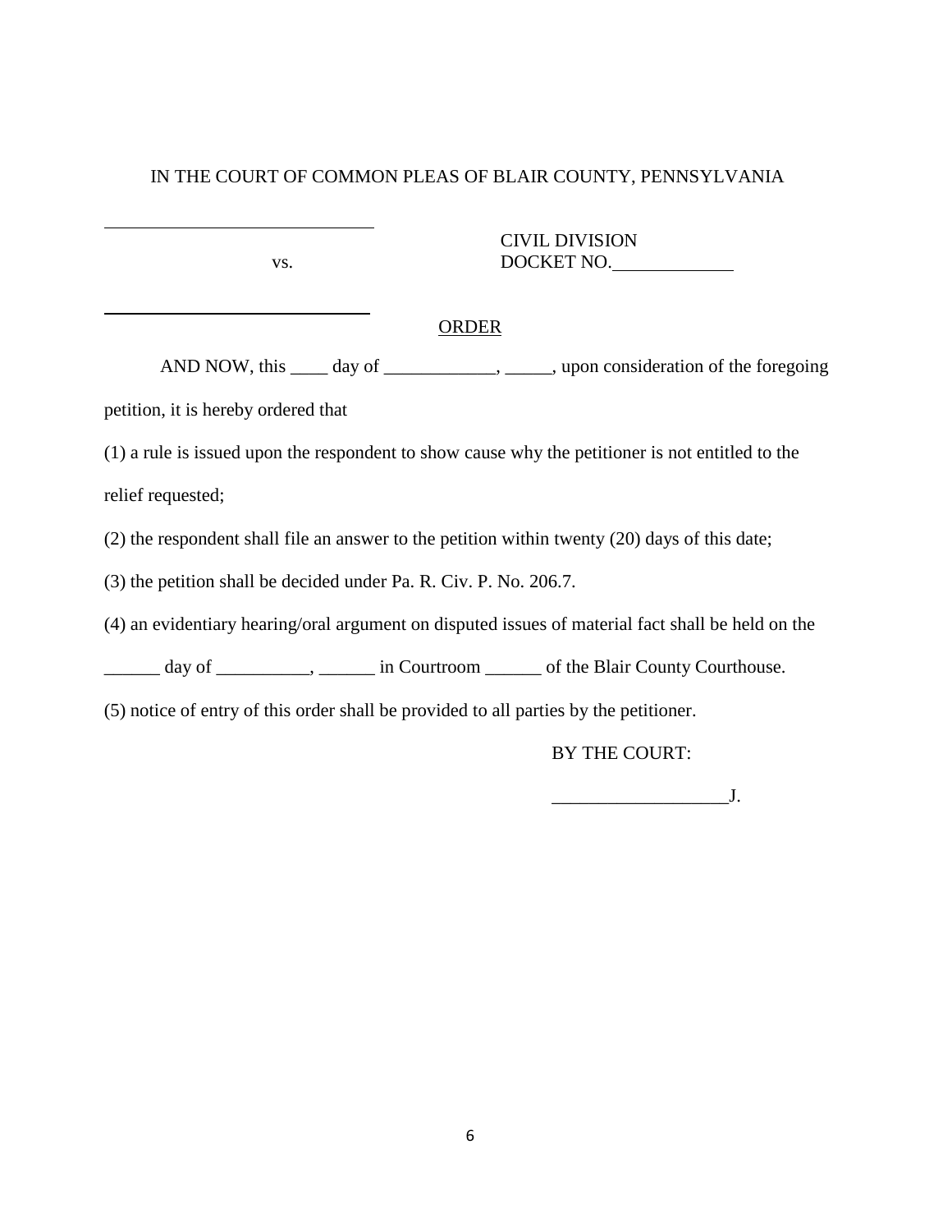IN THE COURT OF COMMON PLEAS OF BLAIR COUNTY, PENNSYLVANIA

______________________________

vs.

______________________________

CIVIL DIVISION
DOCKET NO.____________

ORDER

AND NOW, this ____ day of ____________, _____, upon consideration of the foregoing petition, it is hereby ordered that

(1) a rule is issued upon the respondent to show cause why the petitioner is not entitled to the relief requested;

(2) the respondent shall file an answer to the petition within twenty (20) days of this date;

(3) the petition shall be decided under Pa. R. Civ. P. No. 206.7.

(4) an evidentiary hearing/oral argument on disputed issues of material fact shall be held on the ______ day of __________, ______ in Courtroom ______ of the Blair County Courthouse.

(5) notice of entry of this order shall be provided to all parties by the petitioner.

BY THE COURT:

__________________J.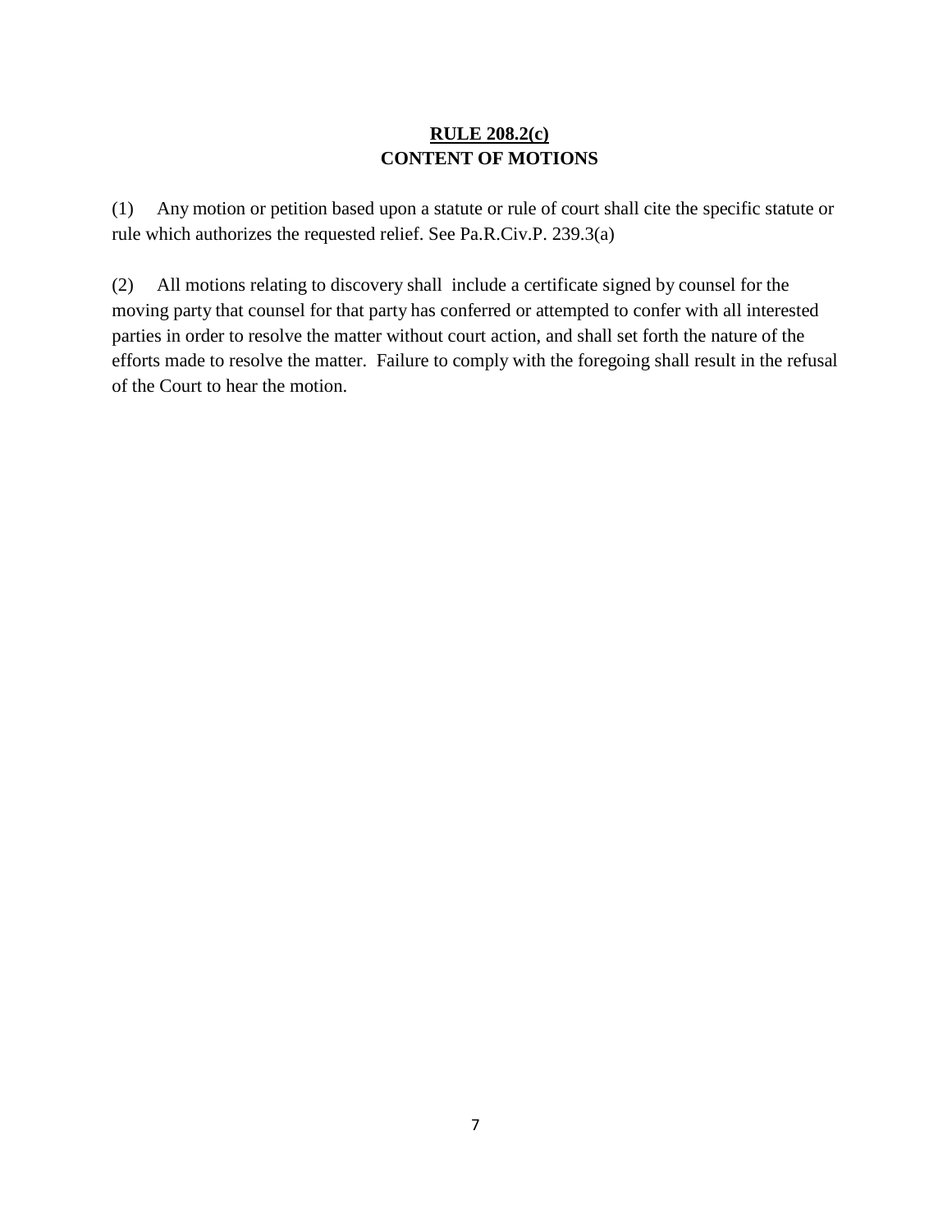## RULE 208.2(c)
## CONTENT OF MOTIONS

(1) Any motion or petition based upon a statute or rule of court shall cite the specific statute or rule which authorizes the requested relief. See Pa.R.Civ.P. 239.3(a)

(2) All motions relating to discovery shall include a certificate signed by counsel for the moving party that counsel for that party has conferred or attempted to confer with all interested parties in order to resolve the matter without court action, and shall set forth the nature of the efforts made to resolve the matter. Failure to comply with the foregoing shall result in the refusal of the Court to hear the motion.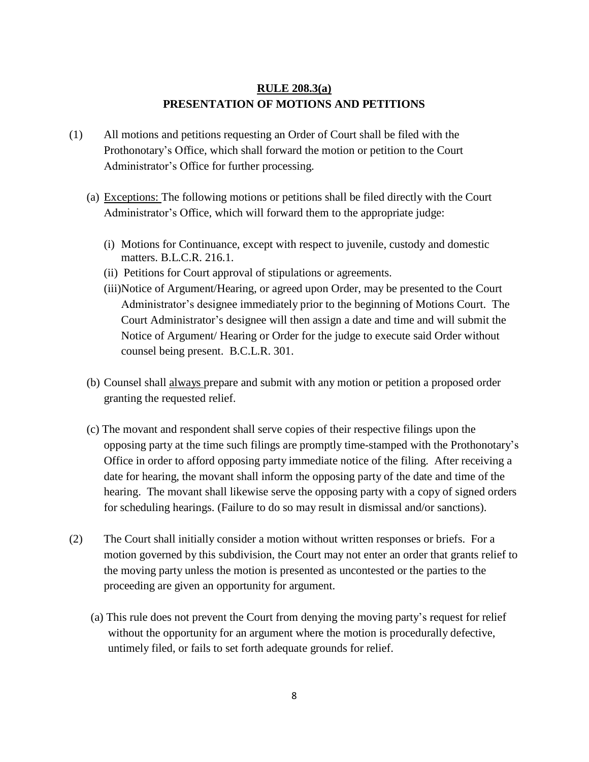## RULE 208.3(a)
## PRESENTATION OF MOTIONS AND PETITIONS

(1) All motions and petitions requesting an Order of Court shall be filed with the Prothonotary's Office, which shall forward the motion or petition to the Court Administrator's Office for further processing.

   (a) Exceptions: The following motions or petitions shall be filed directly with the Court Administrator's Office, which will forward them to the appropriate judge:

      (i) Motions for Continuance, except with respect to juvenile, custody and domestic matters. B.L.C.R. 216.1.

      (ii) Petitions for Court approval of stipulations or agreements.

      (iii) Notice of Argument/Hearing, or agreed upon Order, may be presented to the Court Administrator's designee immediately prior to the beginning of Motions Court. The Court Administrator's designee will then assign a date and time and will submit the Notice of Argument/ Hearing or Order for the judge to execute said Order without counsel being present. B.C.L.R. 301.

   (b) Counsel shall always prepare and submit with any motion or petition a proposed order granting the requested relief.

   (c) The movant and respondent shall serve copies of their respective filings upon the opposing party at the time such filings are promptly time-stamped with the Prothonotary's Office in order to afford opposing party immediate notice of the filing. After receiving a date for hearing, the movant shall inform the opposing party of the date and time of the hearing. The movant shall likewise serve the opposing party with a copy of signed orders for scheduling hearings. (Failure to do so may result in dismissal and/or sanctions).

(2) The Court shall initially consider a motion without written responses or briefs. For a motion governed by this subdivision, the Court may not enter an order that grants relief to the moving party unless the motion is presented as uncontested or the parties to the proceeding are given an opportunity for argument.

   (a) This rule does not prevent the Court from denying the moving party's request for relief without the opportunity for an argument where the motion is procedurally defective, untimely filed, or fails to set forth adequate grounds for relief.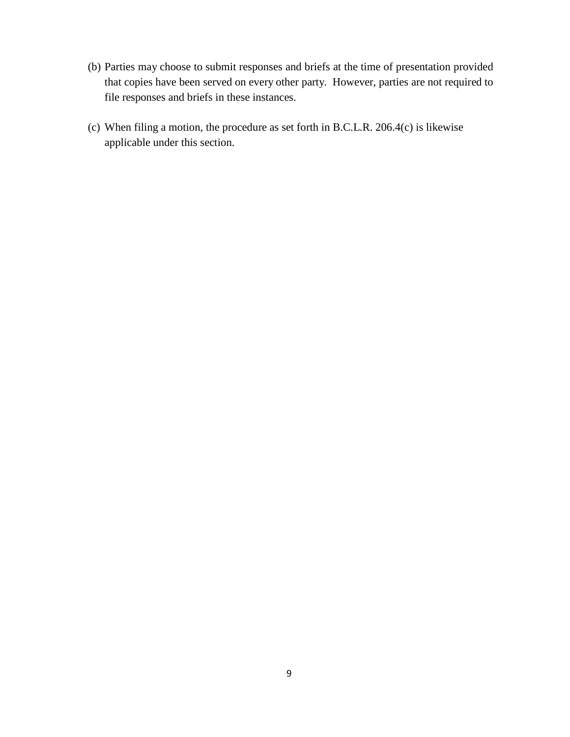(b) Parties may choose to submit responses and briefs at the time of presentation provided that copies have been served on every other party. However, parties are not required to file responses and briefs in these instances.

(c) When filing a motion, the procedure as set forth in B.C.L.R. 206.4(c) is likewise applicable under this section.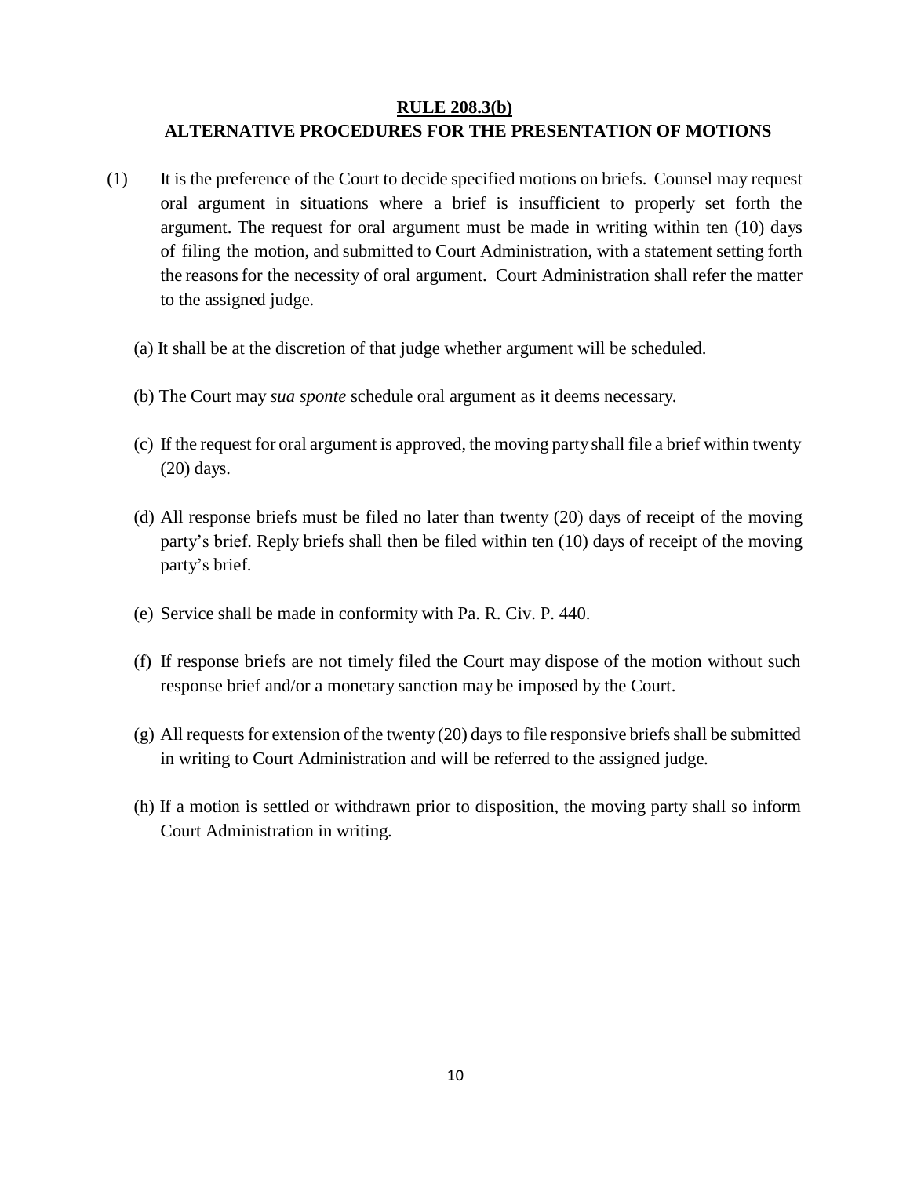## RULE 208.3(b)

## ALTERNATIVE PROCEDURES FOR THE PRESENTATION OF MOTIONS

(1) It is the preference of the Court to decide specified motions on briefs. Counsel may request oral argument in situations where a brief is insufficient to properly set forth the argument. The request for oral argument must be made in writing within ten (10) days of filing the motion, and submitted to Court Administration, with a statement setting forth the reasons for the necessity of oral argument. Court Administration shall refer the matter to the assigned judge.

(a) It shall be at the discretion of that judge whether argument will be scheduled.

(b) The Court may *sua sponte* schedule oral argument as it deems necessary.

(c) If the request for oral argument is approved, the moving party shall file a brief within twenty (20) days.

(d) All response briefs must be filed no later than twenty (20) days of receipt of the moving party's brief. Reply briefs shall then be filed within ten (10) days of receipt of the moving party's brief.

(e) Service shall be made in conformity with Pa. R. Civ. P. 440.

(f) If response briefs are not timely filed the Court may dispose of the motion without such response brief and/or a monetary sanction may be imposed by the Court.

(g) All requests for extension of the twenty (20) days to file responsive briefs shall be submitted in writing to Court Administration and will be referred to the assigned judge.

(h) If a motion is settled or withdrawn prior to disposition, the moving party shall so inform Court Administration in writing.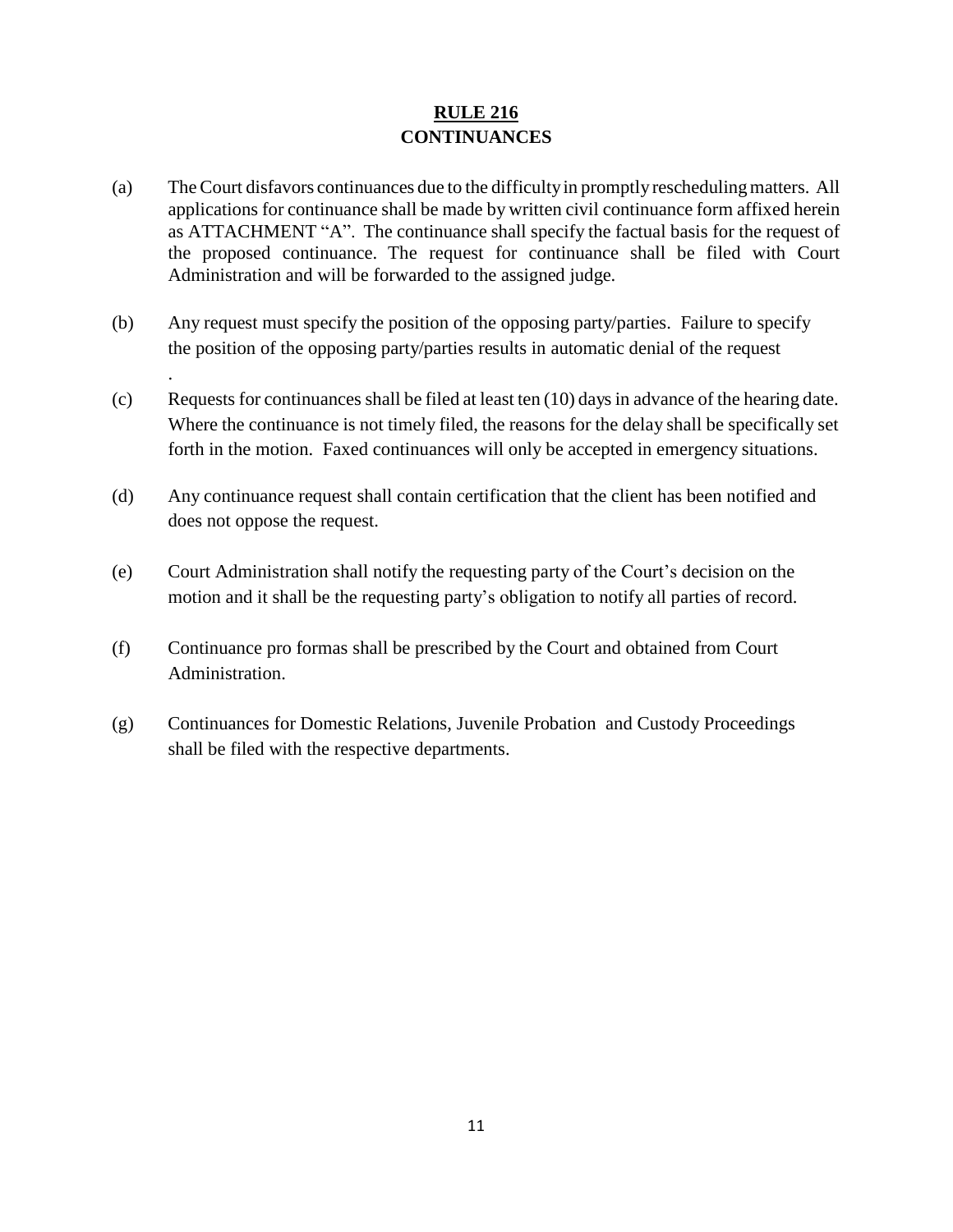## RULE 216
## CONTINUANCES

(a) The Court disfavors continuances due to the difficulty in promptly rescheduling matters. All applications for continuance shall be made by written civil continuance form affixed herein as ATTACHMENT "A". The continuance shall specify the factual basis for the request of the proposed continuance. The request for continuance shall be filed with Court Administration and will be forwarded to the assigned judge.

(b) Any request must specify the position of the opposing party/parties. Failure to specify the position of the opposing party/parties results in automatic denial of the request
.

(c) Requests for continuances shall be filed at least ten (10) days in advance of the hearing date. Where the continuance is not timely filed, the reasons for the delay shall be specifically set forth in the motion. Faxed continuances will only be accepted in emergency situations.

(d) Any continuance request shall contain certification that the client has been notified and does not oppose the request.

(e) Court Administration shall notify the requesting party of the Court's decision on the motion and it shall be the requesting party's obligation to notify all parties of record.

(f) Continuance pro formas shall be prescribed by the Court and obtained from Court Administration.

(g) Continuances for Domestic Relations, Juvenile Probation and Custody Proceedings shall be filed with the respective departments.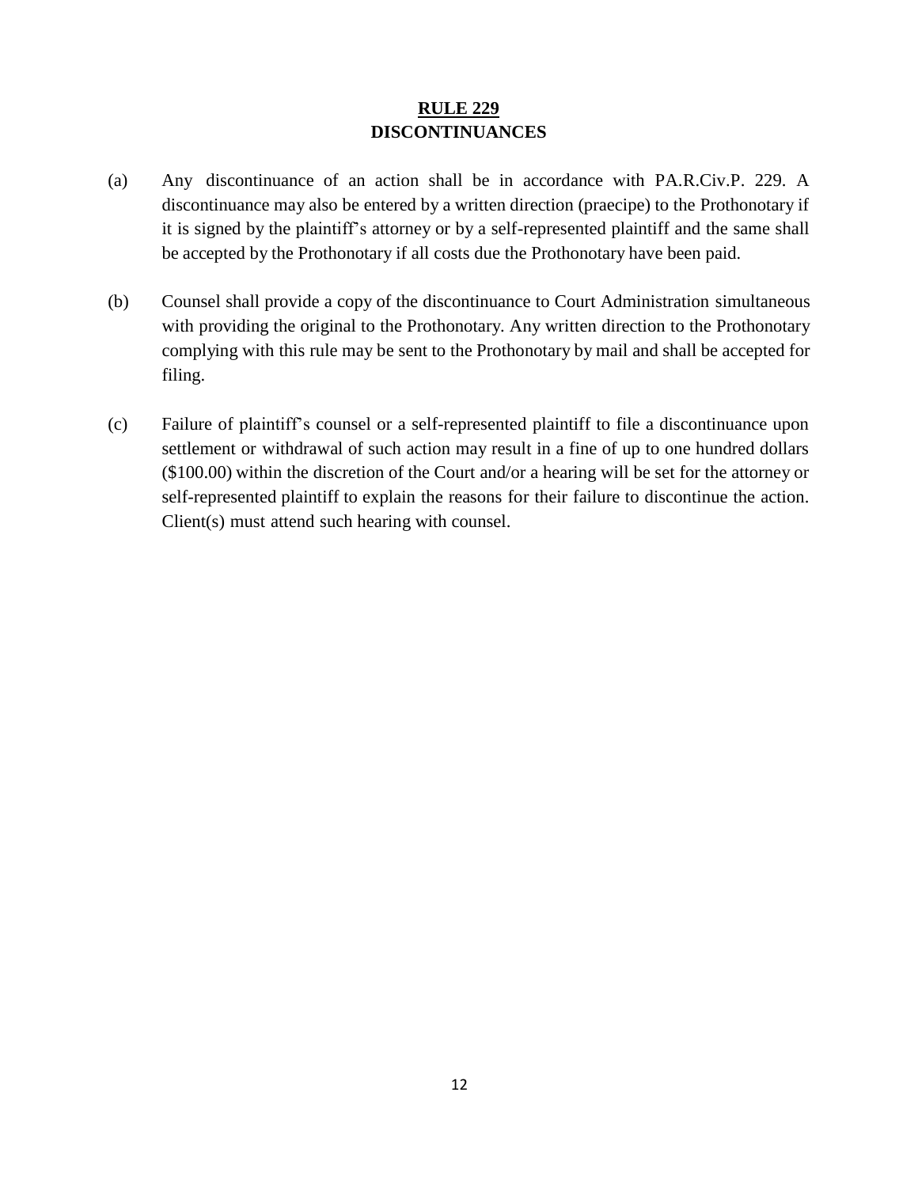## RULE 229
## DISCONTINUANCES

(a) Any discontinuance of an action shall be in accordance with PA.R.Civ.P. 229. A discontinuance may also be entered by a written direction (praecipe) to the Prothonotary if it is signed by the plaintiff's attorney or by a self-represented plaintiff and the same shall be accepted by the Prothonotary if all costs due the Prothonotary have been paid.

(b) Counsel shall provide a copy of the discontinuance to Court Administration simultaneous with providing the original to the Prothonotary. Any written direction to the Prothonotary complying with this rule may be sent to the Prothonotary by mail and shall be accepted for filing.

(c) Failure of plaintiff's counsel or a self-represented plaintiff to file a discontinuance upon settlement or withdrawal of such action may result in a fine of up to one hundred dollars ($100.00) within the discretion of the Court and/or a hearing will be set for the attorney or self-represented plaintiff to explain the reasons for their failure to discontinue the action. Client(s) must attend such hearing with counsel.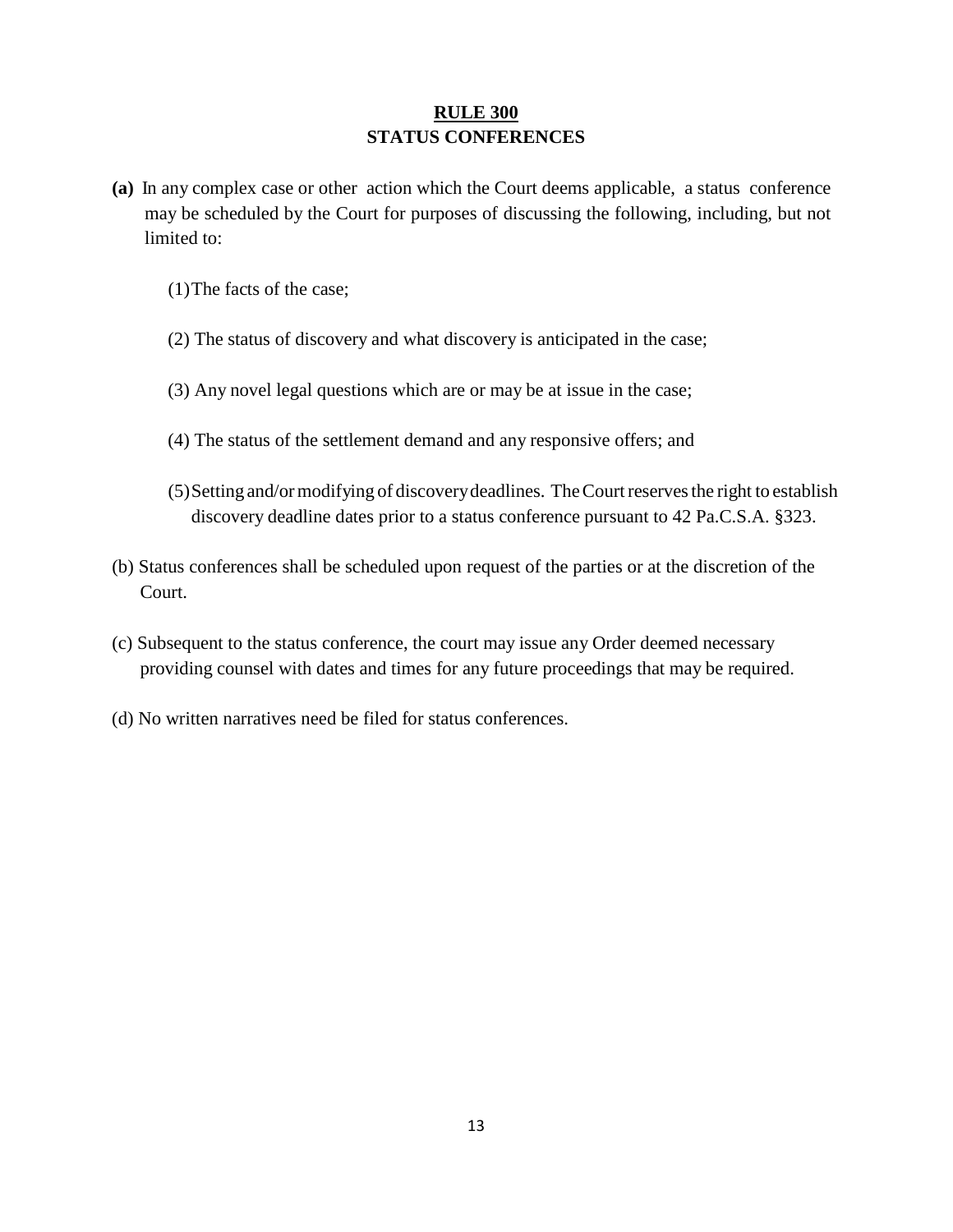# RULE 300
## STATUS CONFERENCES

**(a)** In any complex case or other action which the Court deems applicable, a status conference may be scheduled by the Court for purposes of discussing the following, including, but not limited to:

(1) The facts of the case;

(2) The status of discovery and what discovery is anticipated in the case;

(3) Any novel legal questions which are or may be at issue in the case;

(4) The status of the settlement demand and any responsive offers; and

(5) Setting and/or modifying of discovery deadlines. The Court reserves the right to establish discovery deadline dates prior to a status conference pursuant to 42 Pa.C.S.A. §323.

(b) Status conferences shall be scheduled upon request of the parties or at the discretion of the Court.

(c) Subsequent to the status conference, the court may issue any Order deemed necessary providing counsel with dates and times for any future proceedings that may be required.

(d) No written narratives need be filed for status conferences.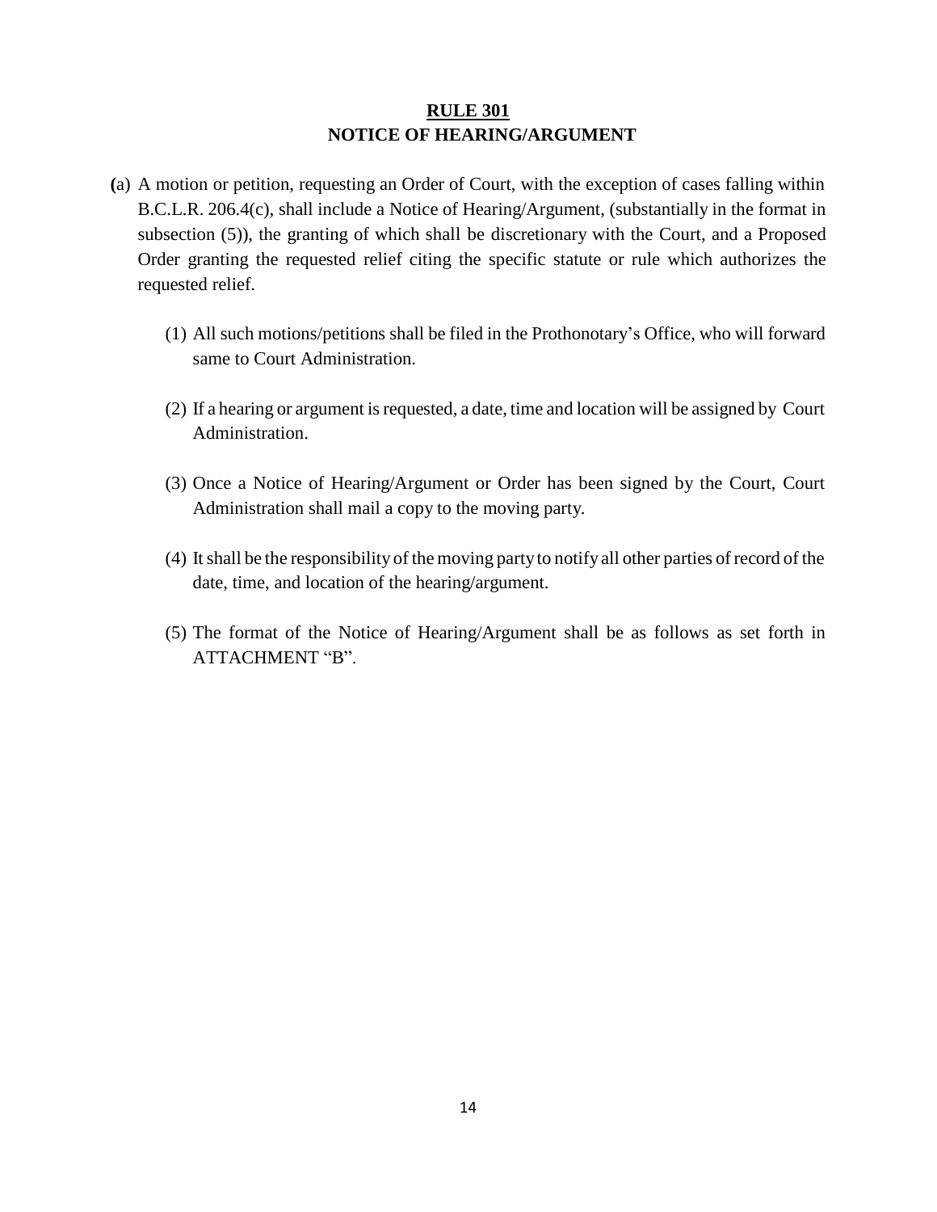## RULE 301
## NOTICE OF HEARING/ARGUMENT

(a) A motion or petition, requesting an Order of Court, with the exception of cases falling within B.C.L.R. 206.4(c), shall include a Notice of Hearing/Argument, (substantially in the format in subsection (5)), the granting of which shall be discretionary with the Court, and a Proposed Order granting the requested relief citing the specific statute or rule which authorizes the requested relief.

(1) All such motions/petitions shall be filed in the Prothonotary's Office, who will forward same to Court Administration.

(2) If a hearing or argument is requested, a date, time and location will be assigned by Court Administration.

(3) Once a Notice of Hearing/Argument or Order has been signed by the Court, Court Administration shall mail a copy to the moving party.

(4) It shall be the responsibility of the moving party to notify all other parties of record of the date, time, and location of the hearing/argument.

(5) The format of the Notice of Hearing/Argument shall be as follows as set forth in ATTACHMENT "B".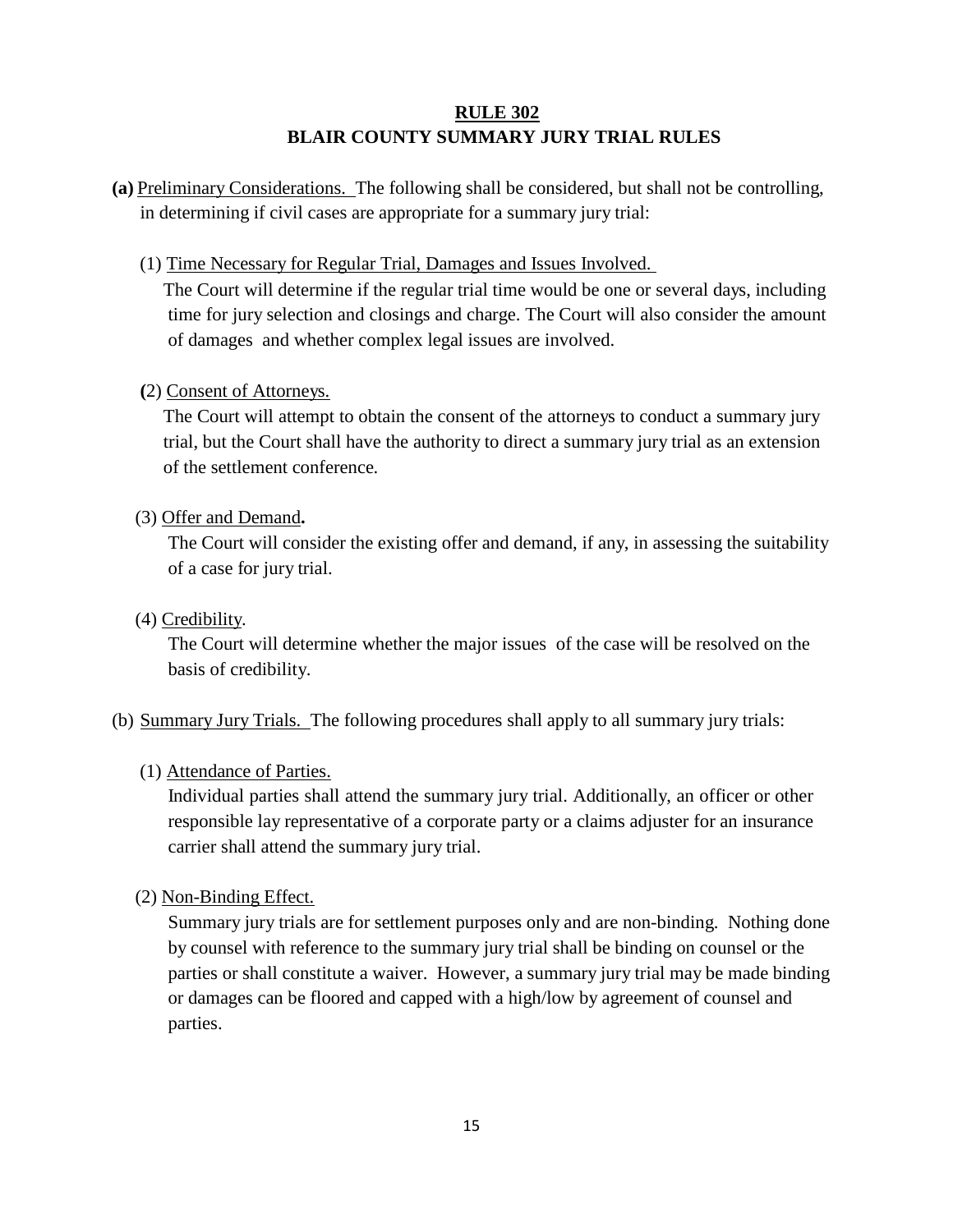## RULE 302

## BLAIR COUNTY SUMMARY JURY TRIAL RULES

**(a)** Preliminary Considerations. The following shall be considered, but shall not be controlling, in determining if civil cases are appropriate for a summary jury trial:

(1) Time Necessary for Regular Trial, Damages and Issues Involved.
The Court will determine if the regular trial time would be one or several days, including time for jury selection and closings and charge. The Court will also consider the amount of damages and whether complex legal issues are involved.

(2) Consent of Attorneys.
The Court will attempt to obtain the consent of the attorneys to conduct a summary jury trial, but the Court shall have the authority to direct a summary jury trial as an extension of the settlement conference.

(3) Offer and Demand.
The Court will consider the existing offer and demand, if any, in assessing the suitability of a case for jury trial.

(4) Credibility.
The Court will determine whether the major issues of the case will be resolved on the basis of credibility.

(b) Summary Jury Trials. The following procedures shall apply to all summary jury trials:

(1) Attendance of Parties.
Individual parties shall attend the summary jury trial. Additionally, an officer or other responsible lay representative of a corporate party or a claims adjuster for an insurance carrier shall attend the summary jury trial.

(2) Non-Binding Effect.
Summary jury trials are for settlement purposes only and are non-binding. Nothing done by counsel with reference to the summary jury trial shall be binding on counsel or the parties or shall constitute a waiver. However, a summary jury trial may be made binding or damages can be floored and capped with a high/low by agreement of counsel and parties.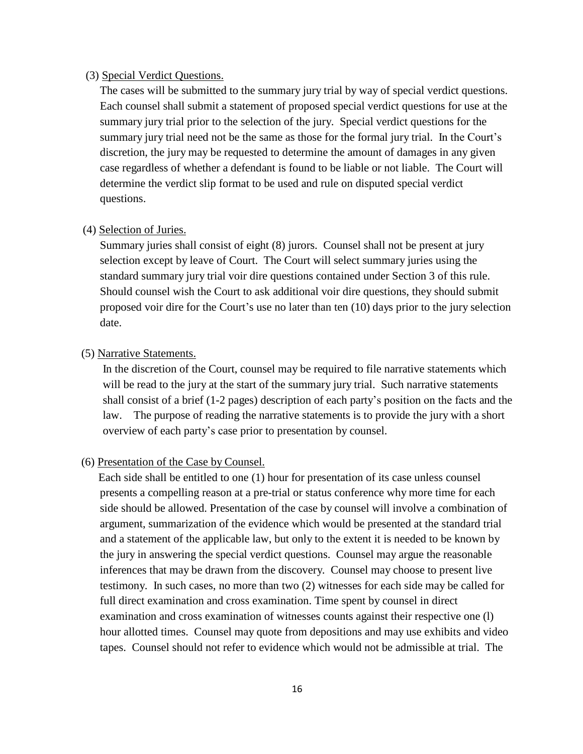(3) Special Verdict Questions.

The cases will be submitted to the summary jury trial by way of special verdict questions. Each counsel shall submit a statement of proposed special verdict questions for use at the summary jury trial prior to the selection of the jury. Special verdict questions for the summary jury trial need not be the same as those for the formal jury trial. In the Court's discretion, the jury may be requested to determine the amount of damages in any given case regardless of whether a defendant is found to be liable or not liable. The Court will determine the verdict slip format to be used and rule on disputed special verdict questions.

(4) Selection of Juries.

Summary juries shall consist of eight (8) jurors. Counsel shall not be present at jury selection except by leave of Court. The Court will select summary juries using the standard summary jury trial voir dire questions contained under Section 3 of this rule. Should counsel wish the Court to ask additional voir dire questions, they should submit proposed voir dire for the Court's use no later than ten (10) days prior to the jury selection date.

(5) Narrative Statements.

In the discretion of the Court, counsel may be required to file narrative statements which will be read to the jury at the start of the summary jury trial. Such narrative statements shall consist of a brief (1-2 pages) description of each party's position on the facts and the law. The purpose of reading the narrative statements is to provide the jury with a short overview of each party's case prior to presentation by counsel.

(6) Presentation of the Case by Counsel.

Each side shall be entitled to one (1) hour for presentation of its case unless counsel presents a compelling reason at a pre-trial or status conference why more time for each side should be allowed. Presentation of the case by counsel will involve a combination of argument, summarization of the evidence which would be presented at the standard trial and a statement of the applicable law, but only to the extent it is needed to be known by the jury in answering the special verdict questions. Counsel may argue the reasonable inferences that may be drawn from the discovery. Counsel may choose to present live testimony. In such cases, no more than two (2) witnesses for each side may be called for full direct examination and cross examination. Time spent by counsel in direct examination and cross examination of witnesses counts against their respective one (l) hour allotted times. Counsel may quote from depositions and may use exhibits and video tapes. Counsel should not refer to evidence which would not be admissible at trial. The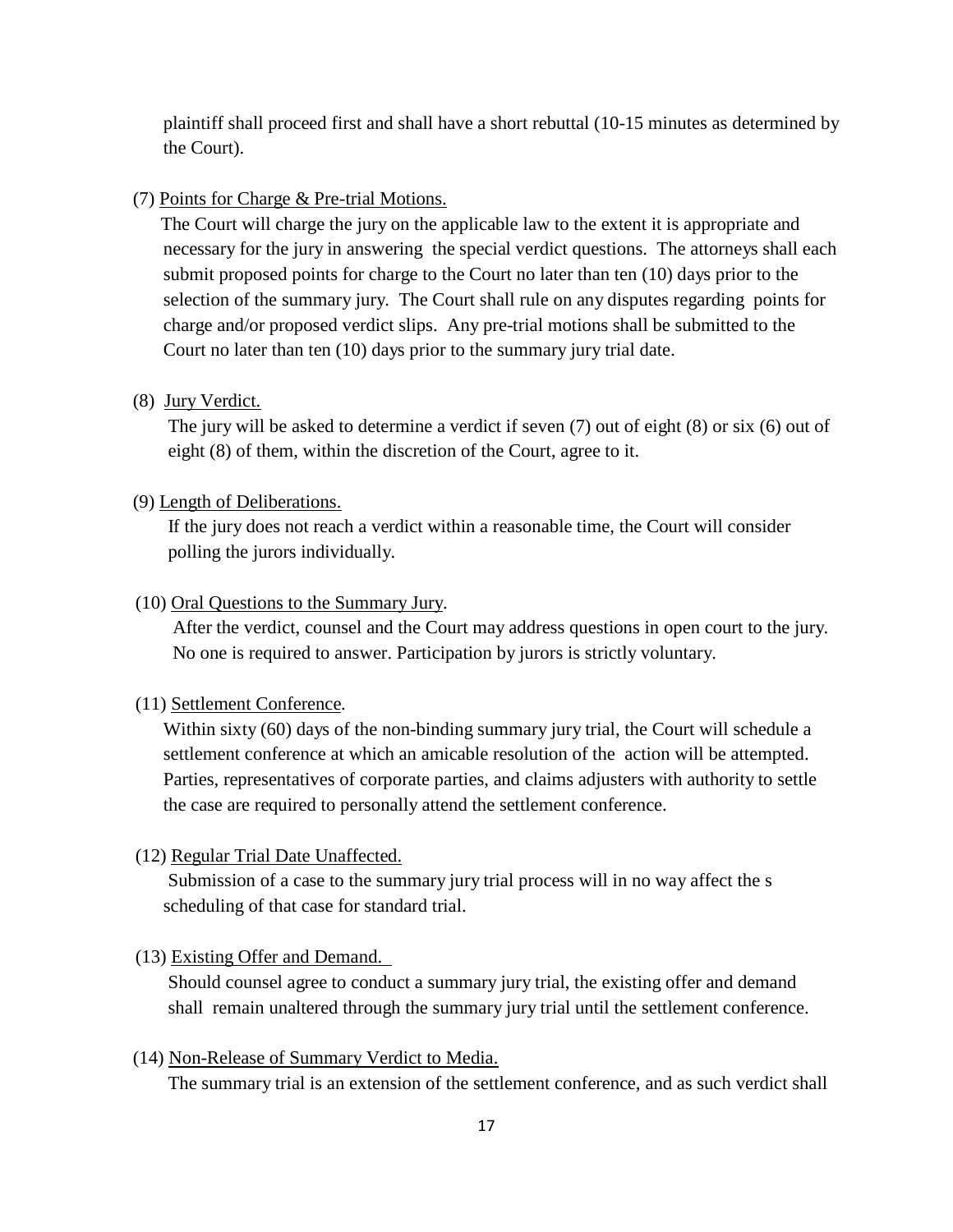plaintiff shall proceed first and shall have a short rebuttal (10-15 minutes as determined by the Court).

(7) <u>Points for Charge & Pre-trial Motions.</u>

The Court will charge the jury on the applicable law to the extent it is appropriate and necessary for the jury in answering the special verdict questions. The attorneys shall each submit proposed points for charge to the Court no later than ten (10) days prior to the selection of the summary jury. The Court shall rule on any disputes regarding points for charge and/or proposed verdict slips. Any pre-trial motions shall be submitted to the Court no later than ten (10) days prior to the summary jury trial date.

(8) <u>Jury Verdict.</u>

The jury will be asked to determine a verdict if seven (7) out of eight (8) or six (6) out of eight (8) of them, within the discretion of the Court, agree to it.

(9) <u>Length of Deliberations.</u>

If the jury does not reach a verdict within a reasonable time, the Court will consider polling the jurors individually.

(10) <u>Oral Questions to the Summary Jury</u>.

After the verdict, counsel and the Court may address questions in open court to the jury. No one is required to answer. Participation by jurors is strictly voluntary.

(11) <u>Settlement Conference</u>.

Within sixty (60) days of the non-binding summary jury trial, the Court will schedule a settlement conference at which an amicable resolution of the action will be attempted. Parties, representatives of corporate parties, and claims adjusters with authority to settle the case are required to personally attend the settlement conference.

(12) <u>Regular Trial Date Unaffected.</u>

Submission of a case to the summary jury trial process will in no way affect the s scheduling of that case for standard trial.

(13) <u>Existing Offer and Demand.</u>

Should counsel agree to conduct a summary jury trial, the existing offer and demand shall remain unaltered through the summary jury trial until the settlement conference.

(14) <u>Non-Release of Summary Verdict to Media.</u>

The summary trial is an extension of the settlement conference, and as such verdict shall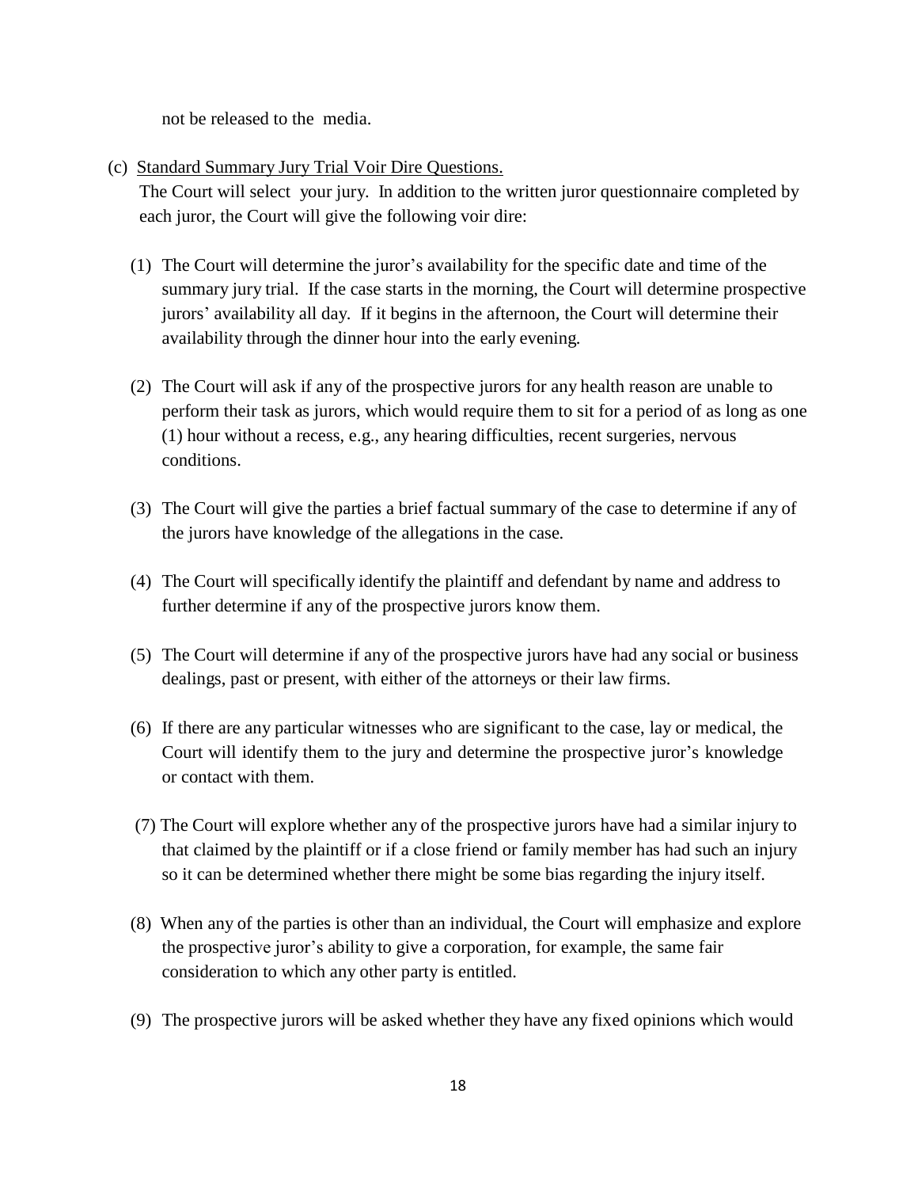not be released to the media.

(c) <u>Standard Summary Jury Trial Voir Dire Questions.</u>
The Court will select your jury. In addition to the written juror questionnaire completed by each juror, the Court will give the following voir dire:

(1) The Court will determine the juror's availability for the specific date and time of the summary jury trial. If the case starts in the morning, the Court will determine prospective jurors' availability all day. If it begins in the afternoon, the Court will determine their availability through the dinner hour into the early evening.

(2) The Court will ask if any of the prospective jurors for any health reason are unable to perform their task as jurors, which would require them to sit for a period of as long as one (1) hour without a recess, e.g., any hearing difficulties, recent surgeries, nervous conditions.

(3) The Court will give the parties a brief factual summary of the case to determine if any of the jurors have knowledge of the allegations in the case.

(4) The Court will specifically identify the plaintiff and defendant by name and address to further determine if any of the prospective jurors know them.

(5) The Court will determine if any of the prospective jurors have had any social or business dealings, past or present, with either of the attorneys or their law firms.

(6) If there are any particular witnesses who are significant to the case, lay or medical, the Court will identify them to the jury and determine the prospective juror's knowledge or contact with them.

(7) The Court will explore whether any of the prospective jurors have had a similar injury to that claimed by the plaintiff or if a close friend or family member has had such an injury so it can be determined whether there might be some bias regarding the injury itself.

(8) When any of the parties is other than an individual, the Court will emphasize and explore the prospective juror's ability to give a corporation, for example, the same fair consideration to which any other party is entitled.

(9) The prospective jurors will be asked whether they have any fixed opinions which would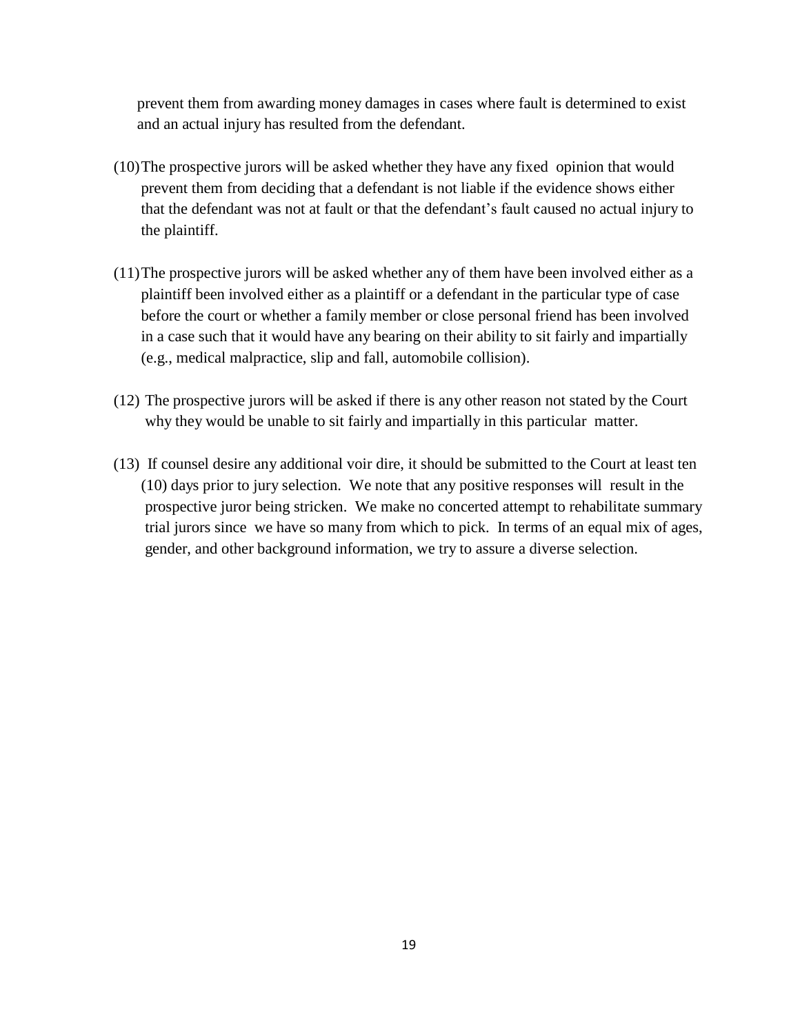prevent them from awarding money damages in cases where fault is determined to exist and an actual injury has resulted from the defendant.

(10) The prospective jurors will be asked whether they have any fixed opinion that would prevent them from deciding that a defendant is not liable if the evidence shows either that the defendant was not at fault or that the defendant's fault caused no actual injury to the plaintiff.

(11) The prospective jurors will be asked whether any of them have been involved either as a plaintiff been involved either as a plaintiff or a defendant in the particular type of case before the court or whether a family member or close personal friend has been involved in a case such that it would have any bearing on their ability to sit fairly and impartially (e.g., medical malpractice, slip and fall, automobile collision).

(12) The prospective jurors will be asked if there is any other reason not stated by the Court why they would be unable to sit fairly and impartially in this particular matter.

(13) If counsel desire any additional voir dire, it should be submitted to the Court at least ten (10) days prior to jury selection. We note that any positive responses will result in the prospective juror being stricken. We make no concerted attempt to rehabilitate summary trial jurors since we have so many from which to pick. In terms of an equal mix of ages, gender, and other background information, we try to assure a diverse selection.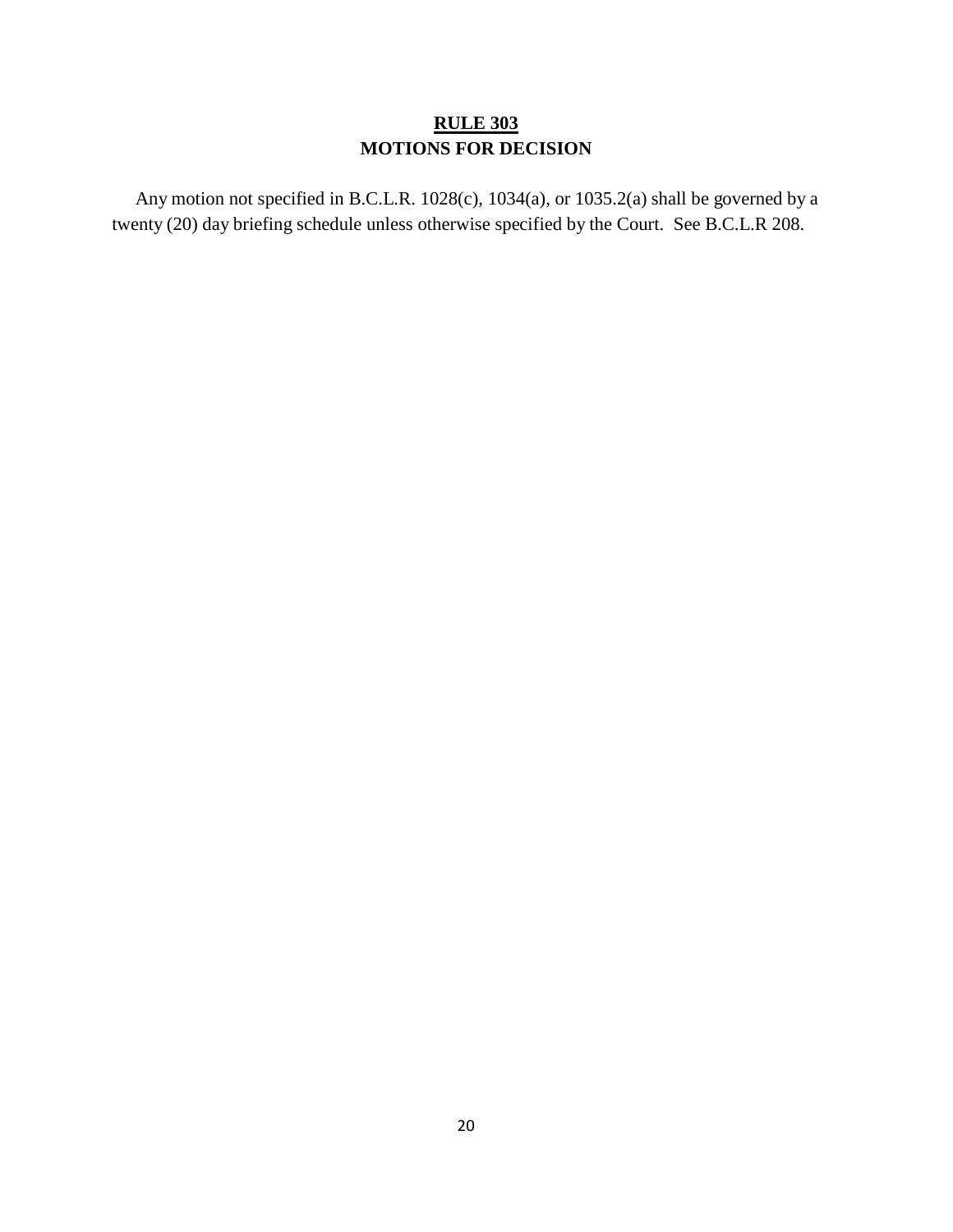## RULE 303
## MOTIONS FOR DECISION

Any motion not specified in B.C.L.R. 1028(c), 1034(a), or 1035.2(a) shall be governed by a twenty (20) day briefing schedule unless otherwise specified by the Court. See B.C.L.R 208.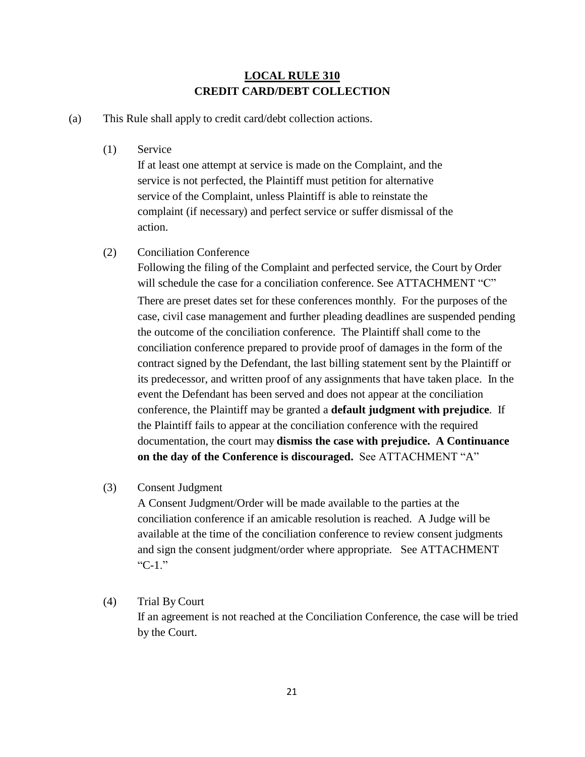## LOCAL RULE 310
## CREDIT CARD/DEBT COLLECTION

(a) This Rule shall apply to credit card/debt collection actions.

(1) Service

If at least one attempt at service is made on the Complaint, and the service is not perfected, the Plaintiff must petition for alternative service of the Complaint, unless Plaintiff is able to reinstate the complaint (if necessary) and perfect service or suffer dismissal of the action.

(2) Conciliation Conference

Following the filing of the Complaint and perfected service, the Court by Order will schedule the case for a conciliation conference. See ATTACHMENT "C" There are preset dates set for these conferences monthly. For the purposes of the case, civil case management and further pleading deadlines are suspended pending the outcome of the conciliation conference. The Plaintiff shall come to the conciliation conference prepared to provide proof of damages in the form of the contract signed by the Defendant, the last billing statement sent by the Plaintiff or its predecessor, and written proof of any assignments that have taken place. In the event the Defendant has been served and does not appear at the conciliation conference, the Plaintiff may be granted a **default judgment with prejudice**. If the Plaintiff fails to appear at the conciliation conference with the required documentation, the court may **dismiss the case with prejudice. A Continuance on the day of the Conference is discouraged.** See ATTACHMENT "A"

(3) Consent Judgment

A Consent Judgment/Order will be made available to the parties at the conciliation conference if an amicable resolution is reached. A Judge will be available at the time of the conciliation conference to review consent judgments and sign the consent judgment/order where appropriate. See ATTACHMENT "C-1."

(4) Trial By Court

If an agreement is not reached at the Conciliation Conference, the case will be tried by the Court.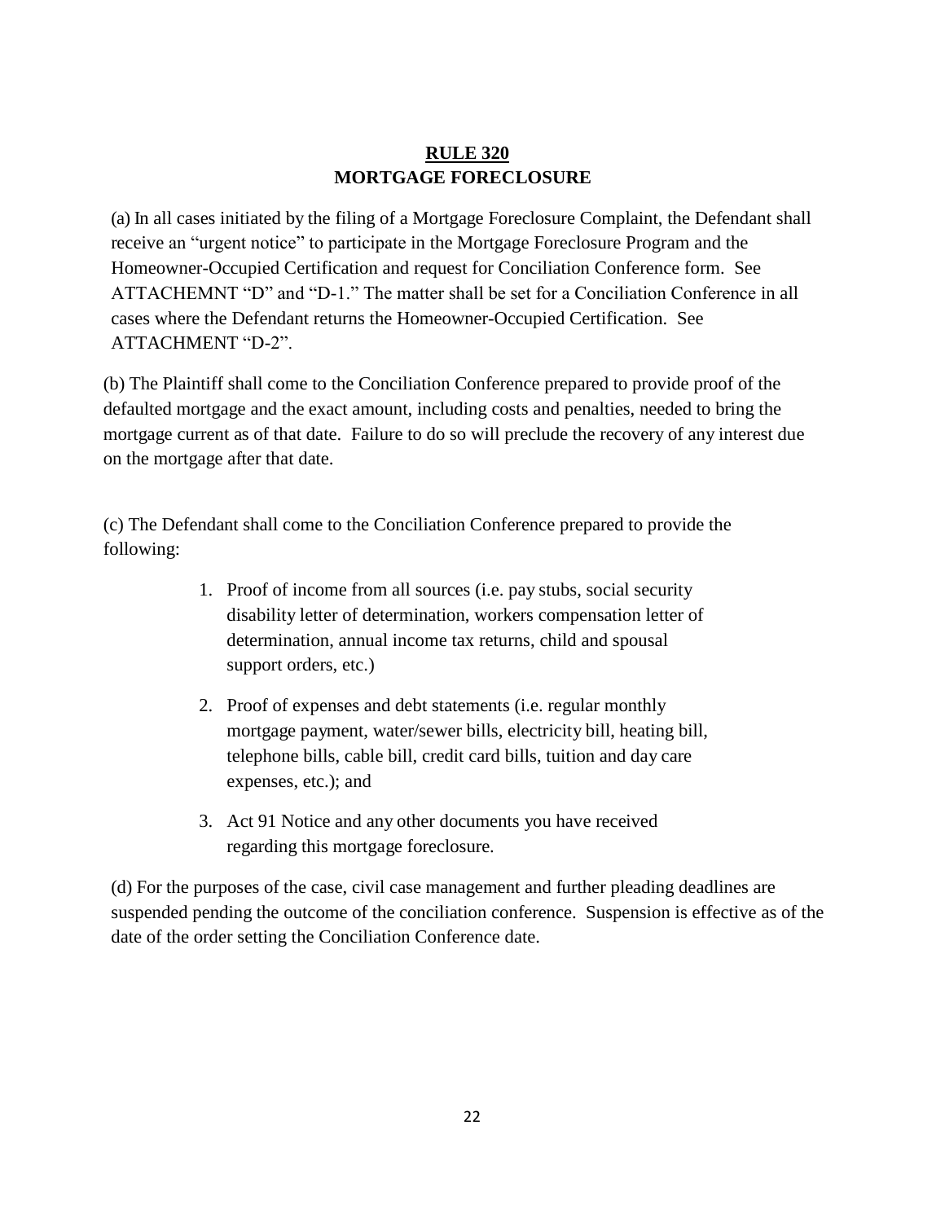# RULE 320
## MORTGAGE FORECLOSURE

(a) In all cases initiated by the filing of a Mortgage Foreclosure Complaint, the Defendant shall receive an "urgent notice" to participate in the Mortgage Foreclosure Program and the Homeowner-Occupied Certification and request for Conciliation Conference form. See ATTACHEMNT "D" and "D-1." The matter shall be set for a Conciliation Conference in all cases where the Defendant returns the Homeowner-Occupied Certification. See ATTACHMENT "D-2".

(b) The Plaintiff shall come to the Conciliation Conference prepared to provide proof of the defaulted mortgage and the exact amount, including costs and penalties, needed to bring the mortgage current as of that date. Failure to do so will preclude the recovery of any interest due on the mortgage after that date.

(c) The Defendant shall come to the Conciliation Conference prepared to provide the following:

1. Proof of income from all sources (i.e. pay stubs, social security disability letter of determination, workers compensation letter of determination, annual income tax returns, child and spousal support orders, etc.)
2. Proof of expenses and debt statements (i.e. regular monthly mortgage payment, water/sewer bills, electricity bill, heating bill, telephone bills, cable bill, credit card bills, tuition and day care expenses, etc.); and
3. Act 91 Notice and any other documents you have received regarding this mortgage foreclosure.

(d) For the purposes of the case, civil case management and further pleading deadlines are suspended pending the outcome of the conciliation conference. Suspension is effective as of the date of the order setting the Conciliation Conference date.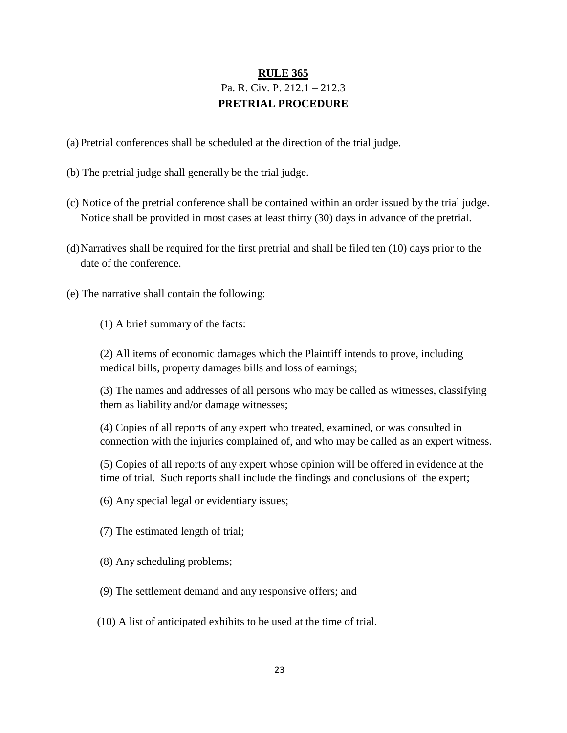## RULE 365

Pa. R. Civ. P. 212.1 – 212.3

**PRETRIAL PROCEDURE**

(a) Pretrial conferences shall be scheduled at the direction of the trial judge.

(b) The pretrial judge shall generally be the trial judge.

(c) Notice of the pretrial conference shall be contained within an order issued by the trial judge. Notice shall be provided in most cases at least thirty (30) days in advance of the pretrial.

(d) Narratives shall be required for the first pretrial and shall be filed ten (10) days prior to the date of the conference.

(e) The narrative shall contain the following:

(1) A brief summary of the facts:

(2) All items of economic damages which the Plaintiff intends to prove, including medical bills, property damages bills and loss of earnings;

(3) The names and addresses of all persons who may be called as witnesses, classifying them as liability and/or damage witnesses;

(4) Copies of all reports of any expert who treated, examined, or was consulted in connection with the injuries complained of, and who may be called as an expert witness.

(5) Copies of all reports of any expert whose opinion will be offered in evidence at the time of trial. Such reports shall include the findings and conclusions of the expert;

(6) Any special legal or evidentiary issues;

(7) The estimated length of trial;

(8) Any scheduling problems;

(9) The settlement demand and any responsive offers; and

(10) A list of anticipated exhibits to be used at the time of trial.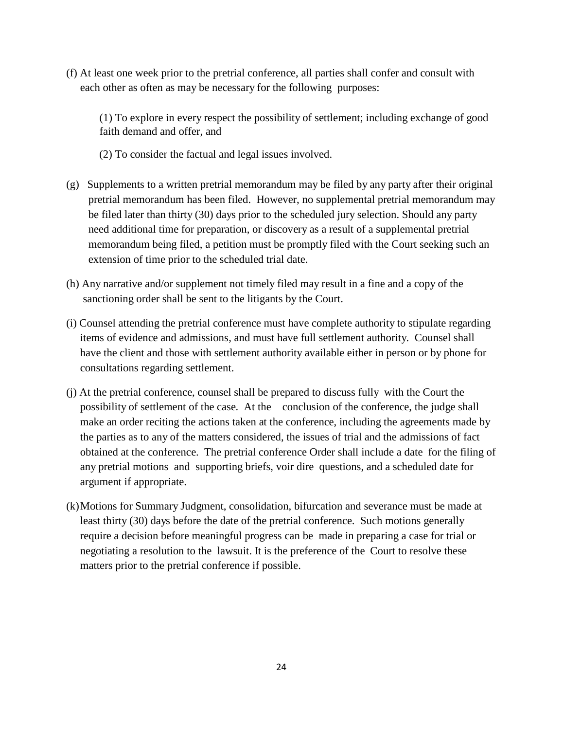(f) At least one week prior to the pretrial conference, all parties shall confer and consult with each other as often as may be necessary for the following purposes:

(1) To explore in every respect the possibility of settlement; including exchange of good faith demand and offer, and

(2) To consider the factual and legal issues involved.

(g) Supplements to a written pretrial memorandum may be filed by any party after their original pretrial memorandum has been filed. However, no supplemental pretrial memorandum may be filed later than thirty (30) days prior to the scheduled jury selection. Should any party need additional time for preparation, or discovery as a result of a supplemental pretrial memorandum being filed, a petition must be promptly filed with the Court seeking such an extension of time prior to the scheduled trial date.

(h) Any narrative and/or supplement not timely filed may result in a fine and a copy of the sanctioning order shall be sent to the litigants by the Court.

(i) Counsel attending the pretrial conference must have complete authority to stipulate regarding items of evidence and admissions, and must have full settlement authority. Counsel shall have the client and those with settlement authority available either in person or by phone for consultations regarding settlement.

(j) At the pretrial conference, counsel shall be prepared to discuss fully with the Court the possibility of settlement of the case. At the conclusion of the conference, the judge shall make an order reciting the actions taken at the conference, including the agreements made by the parties as to any of the matters considered, the issues of trial and the admissions of fact obtained at the conference. The pretrial conference Order shall include a date for the filing of any pretrial motions and supporting briefs, voir dire questions, and a scheduled date for argument if appropriate.

(k) Motions for Summary Judgment, consolidation, bifurcation and severance must be made at least thirty (30) days before the date of the pretrial conference. Such motions generally require a decision before meaningful progress can be made in preparing a case for trial or negotiating a resolution to the lawsuit. It is the preference of the Court to resolve these matters prior to the pretrial conference if possible.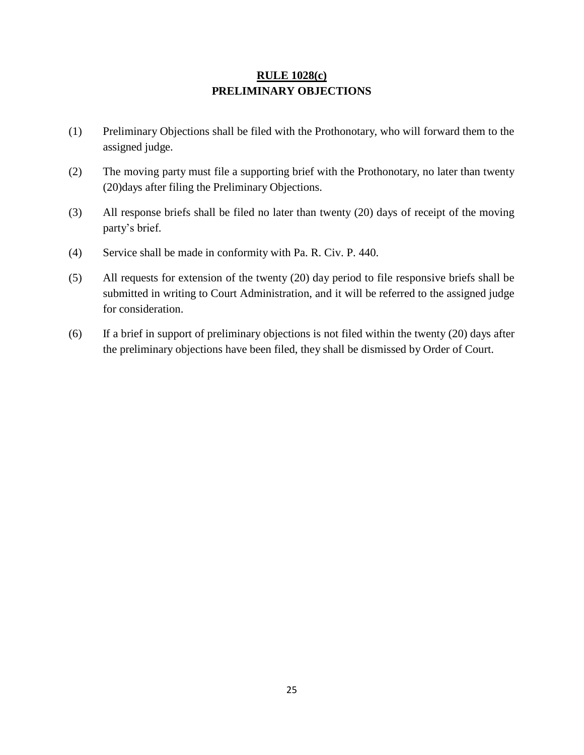## <u>RULE 1028(c)</u>
## PRELIMINARY OBJECTIONS

(1) Preliminary Objections shall be filed with the Prothonotary, who will forward them to the assigned judge.

(2) The moving party must file a supporting brief with the Prothonotary, no later than twenty (20)days after filing the Preliminary Objections.

(3) All response briefs shall be filed no later than twenty (20) days of receipt of the moving party's brief.

(4) Service shall be made in conformity with Pa. R. Civ. P. 440.

(5) All requests for extension of the twenty (20) day period to file responsive briefs shall be submitted in writing to Court Administration, and it will be referred to the assigned judge for consideration.

(6) If a brief in support of preliminary objections is not filed within the twenty (20) days after the preliminary objections have been filed, they shall be dismissed by Order of Court.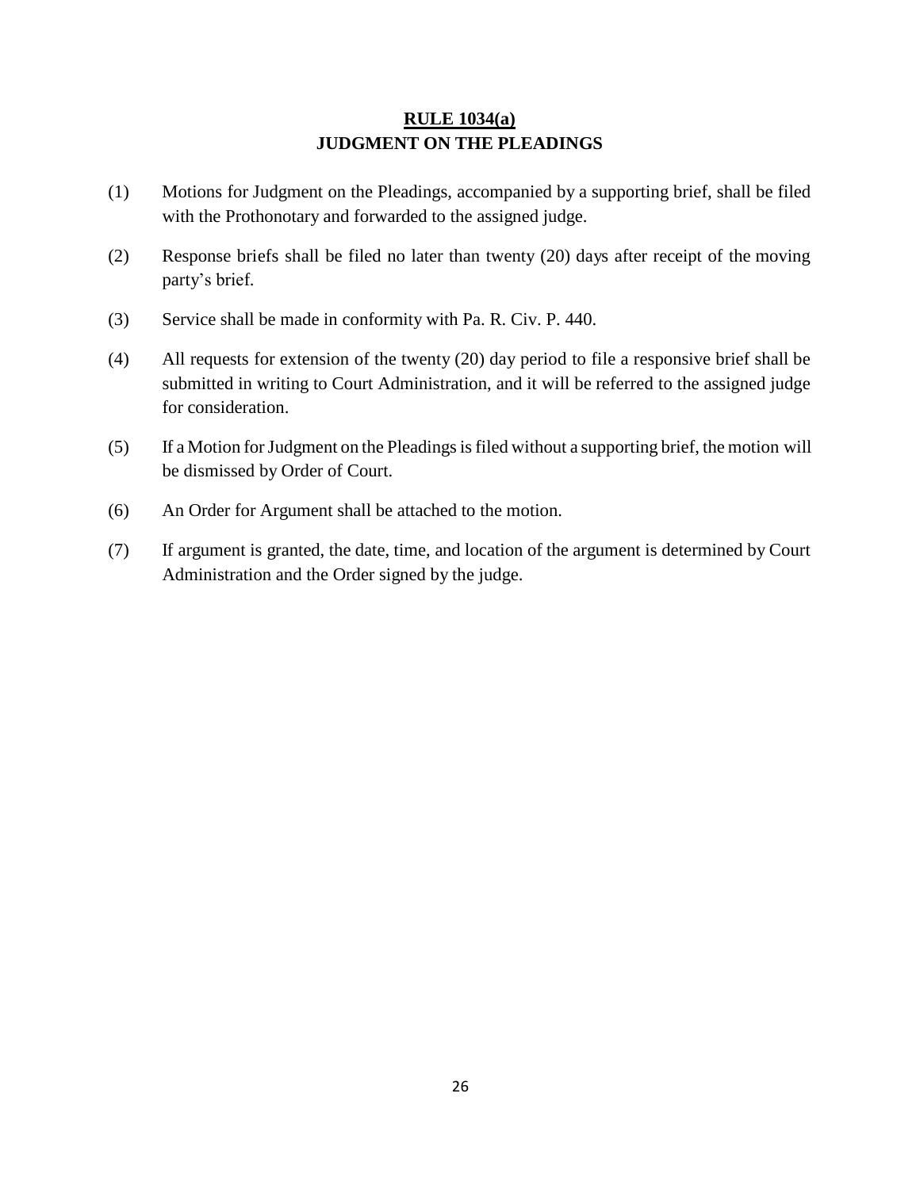## RULE 1034(a)
## JUDGMENT ON THE PLEADINGS

(1) Motions for Judgment on the Pleadings, accompanied by a supporting brief, shall be filed with the Prothonotary and forwarded to the assigned judge.

(2) Response briefs shall be filed no later than twenty (20) days after receipt of the moving party's brief.

(3) Service shall be made in conformity with Pa. R. Civ. P. 440.

(4) All requests for extension of the twenty (20) day period to file a responsive brief shall be submitted in writing to Court Administration, and it will be referred to the assigned judge for consideration.

(5) If a Motion for Judgment on the Pleadings is filed without a supporting brief, the motion will be dismissed by Order of Court.

(6) An Order for Argument shall be attached to the motion.

(7) If argument is granted, the date, time, and location of the argument is determined by Court Administration and the Order signed by the judge.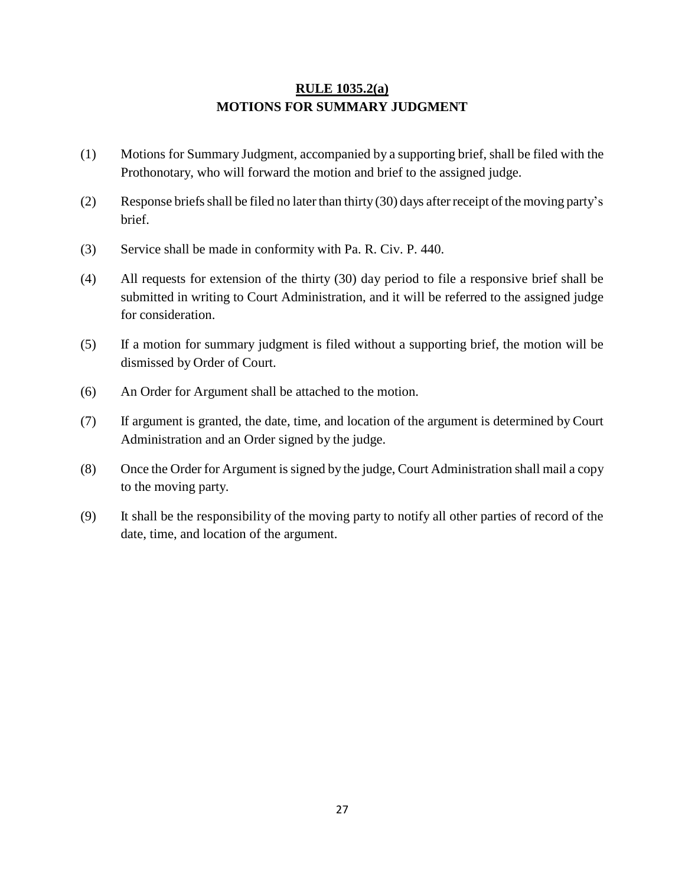## RULE 1035.2(a)
## MOTIONS FOR SUMMARY JUDGMENT

(1) Motions for Summary Judgment, accompanied by a supporting brief, shall be filed with the Prothonotary, who will forward the motion and brief to the assigned judge.

(2) Response briefs shall be filed no later than thirty (30) days after receipt of the moving party's brief.

(3) Service shall be made in conformity with Pa. R. Civ. P. 440.

(4) All requests for extension of the thirty (30) day period to file a responsive brief shall be submitted in writing to Court Administration, and it will be referred to the assigned judge for consideration.

(5) If a motion for summary judgment is filed without a supporting brief, the motion will be dismissed by Order of Court.

(6) An Order for Argument shall be attached to the motion.

(7) If argument is granted, the date, time, and location of the argument is determined by Court Administration and an Order signed by the judge.

(8) Once the Order for Argument is signed by the judge, Court Administration shall mail a copy to the moving party.

(9) It shall be the responsibility of the moving party to notify all other parties of record of the date, time, and location of the argument.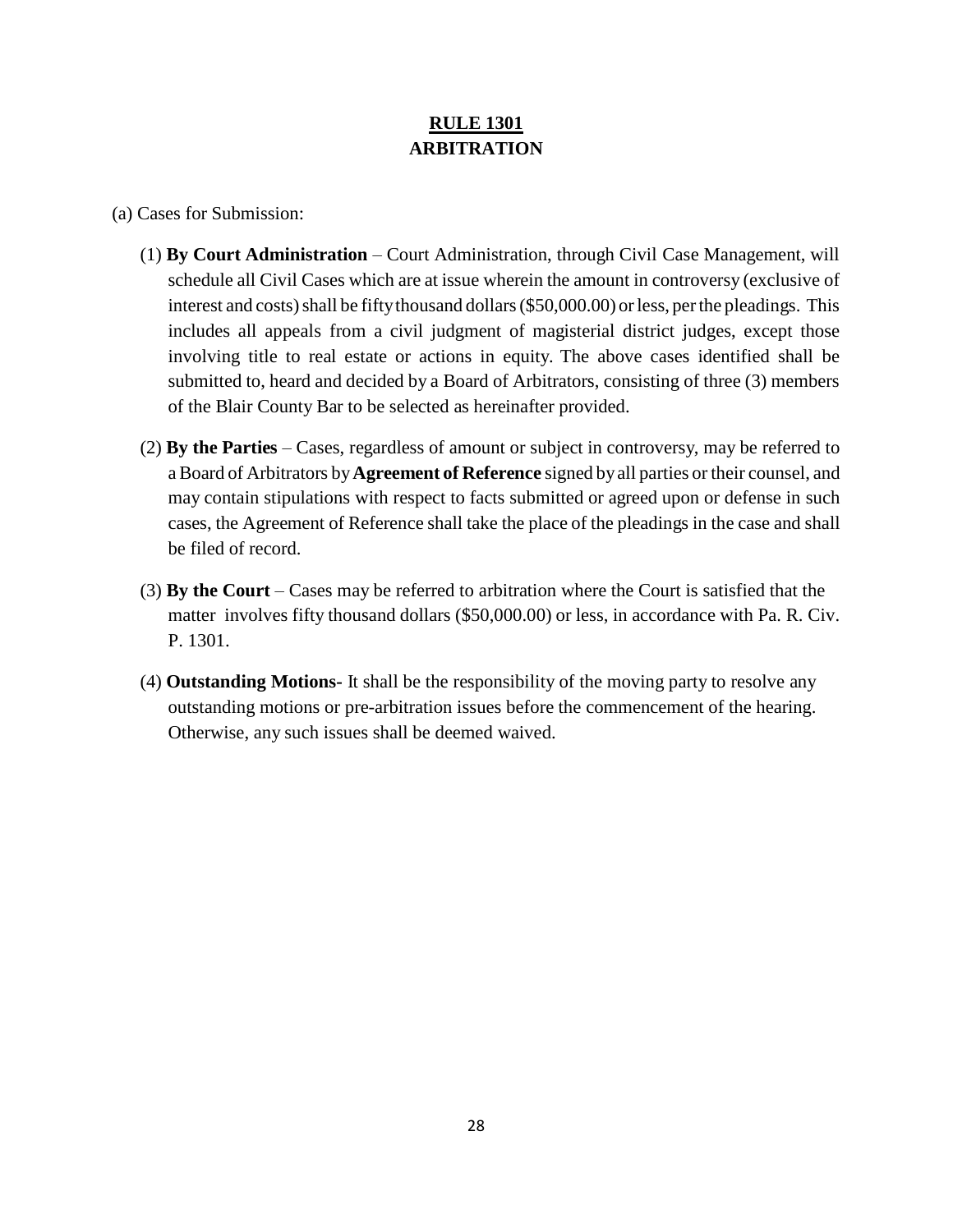# **RULE 1301**
# **ARBITRATION**

(a) Cases for Submission:

(1) **By Court Administration** – Court Administration, through Civil Case Management, will schedule all Civil Cases which are at issue wherein the amount in controversy (exclusive of interest and costs) shall be fifty thousand dollars ($50,000.00) or less, per the pleadings. This includes all appeals from a civil judgment of magisterial district judges, except those involving title to real estate or actions in equity. The above cases identified shall be submitted to, heard and decided by a Board of Arbitrators, consisting of three (3) members of the Blair County Bar to be selected as hereinafter provided.

(2) **By the Parties** – Cases, regardless of amount or subject in controversy, may be referred to a Board of Arbitrators by **Agreement of Reference** signed by all parties or their counsel, and may contain stipulations with respect to facts submitted or agreed upon or defense in such cases, the Agreement of Reference shall take the place of the pleadings in the case and shall be filed of record.

(3) **By the Court** – Cases may be referred to arbitration where the Court is satisfied that the matter involves fifty thousand dollars ($50,000.00) or less, in accordance with Pa. R. Civ. P. 1301.

(4) **Outstanding Motions-** It shall be the responsibility of the moving party to resolve any outstanding motions or pre-arbitration issues before the commencement of the hearing. Otherwise, any such issues shall be deemed waived.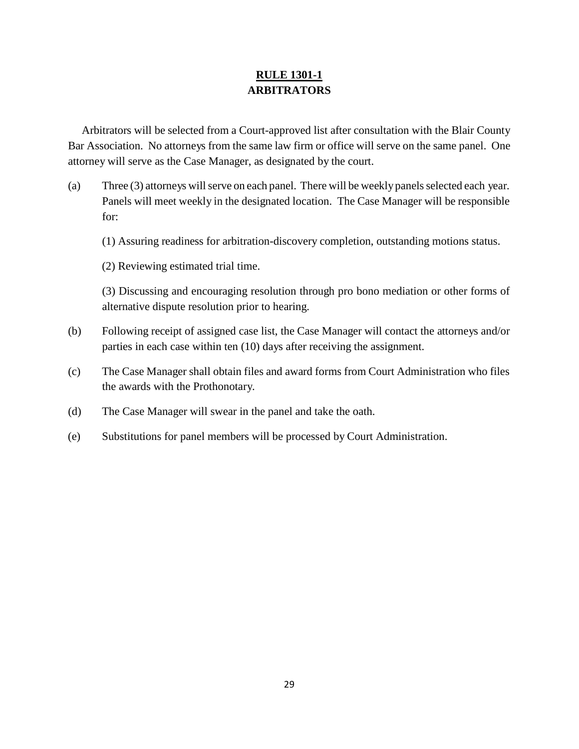## RULE 1301-1
## ARBITRATORS

Arbitrators will be selected from a Court-approved list after consultation with the Blair County Bar Association. No attorneys from the same law firm or office will serve on the same panel. One attorney will serve as the Case Manager, as designated by the court.

(a) Three (3) attorneys will serve on each panel. There will be weekly panels selected each year. Panels will meet weekly in the designated location. The Case Manager will be responsible for:

   (1) Assuring readiness for arbitration-discovery completion, outstanding motions status.

   (2) Reviewing estimated trial time.

   (3) Discussing and encouraging resolution through pro bono mediation or other forms of alternative dispute resolution prior to hearing.

(b) Following receipt of assigned case list, the Case Manager will contact the attorneys and/or parties in each case within ten (10) days after receiving the assignment.

(c) The Case Manager shall obtain files and award forms from Court Administration who files the awards with the Prothonotary.

(d) The Case Manager will swear in the panel and take the oath.

(e) Substitutions for panel members will be processed by Court Administration.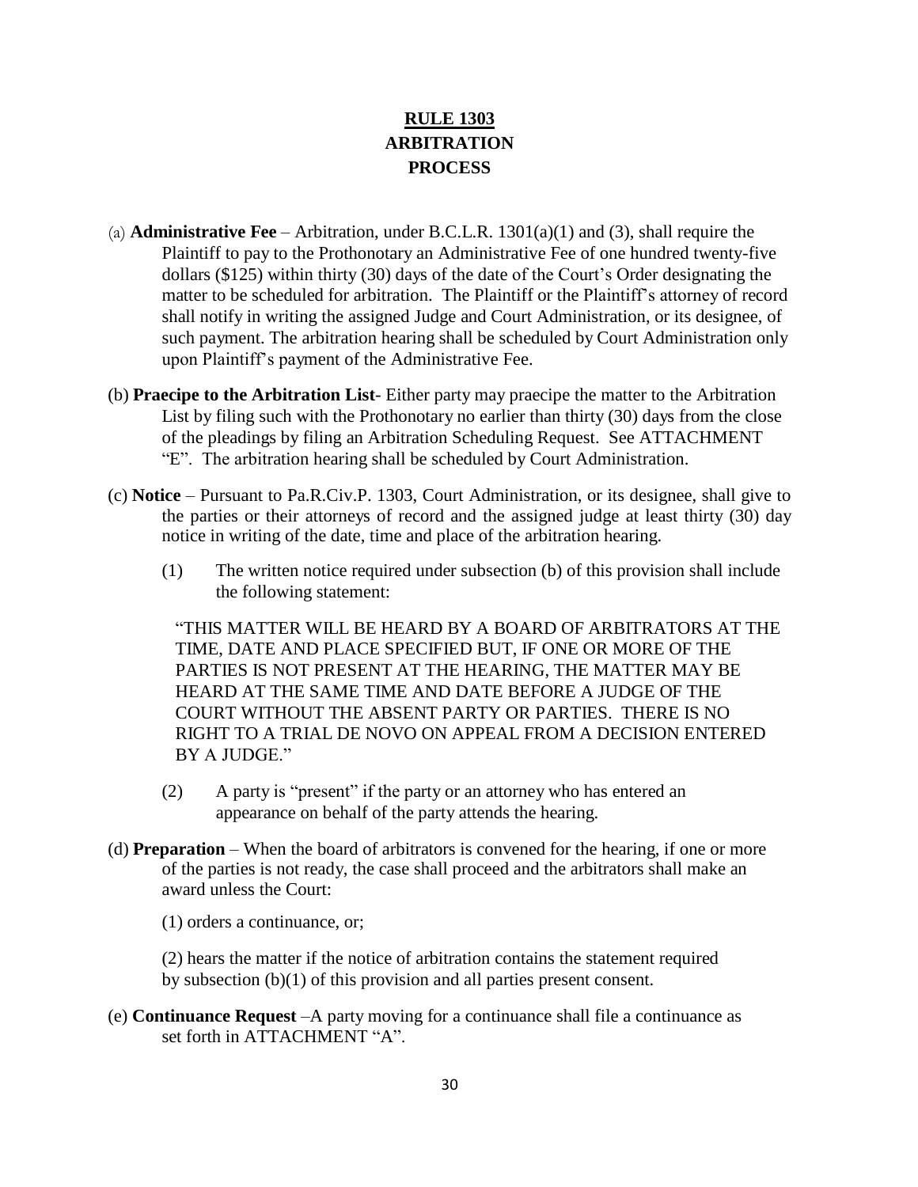# RULE 1303
## ARBITRATION PROCESS

(a) **Administrative Fee** – Arbitration, under B.C.L.R. 1301(a)(1) and (3), shall require the Plaintiff to pay to the Prothonotary an Administrative Fee of one hundred twenty-five dollars ($125) within thirty (30) days of the date of the Court's Order designating the matter to be scheduled for arbitration. The Plaintiff or the Plaintiff's attorney of record shall notify in writing the assigned Judge and Court Administration, or its designee, of such payment. The arbitration hearing shall be scheduled by Court Administration only upon Plaintiff's payment of the Administrative Fee.

(b) **Praecipe to the Arbitration List**- Either party may praecipe the matter to the Arbitration List by filing such with the Prothonotary no earlier than thirty (30) days from the close of the pleadings by filing an Arbitration Scheduling Request. See ATTACHMENT "E". The arbitration hearing shall be scheduled by Court Administration.

(c) **Notice** – Pursuant to Pa.R.Civ.P. 1303, Court Administration, or its designee, shall give to the parties or their attorneys of record and the assigned judge at least thirty (30) day notice in writing of the date, time and place of the arbitration hearing.

(1) The written notice required under subsection (b) of this provision shall include the following statement:

"THIS MATTER WILL BE HEARD BY A BOARD OF ARBITRATORS AT THE TIME, DATE AND PLACE SPECIFIED BUT, IF ONE OR MORE OF THE PARTIES IS NOT PRESENT AT THE HEARING, THE MATTER MAY BE HEARD AT THE SAME TIME AND DATE BEFORE A JUDGE OF THE COURT WITHOUT THE ABSENT PARTY OR PARTIES. THERE IS NO RIGHT TO A TRIAL DE NOVO ON APPEAL FROM A DECISION ENTERED BY A JUDGE."

(2) A party is "present" if the party or an attorney who has entered an appearance on behalf of the party attends the hearing.

(d) **Preparation** – When the board of arbitrators is convened for the hearing, if one or more of the parties is not ready, the case shall proceed and the arbitrators shall make an award unless the Court:

(1) orders a continuance, or;

(2) hears the matter if the notice of arbitration contains the statement required by subsection (b)(1) of this provision and all parties present consent.

(e) **Continuance Request** –A party moving for a continuance shall file a continuance as set forth in ATTACHMENT "A".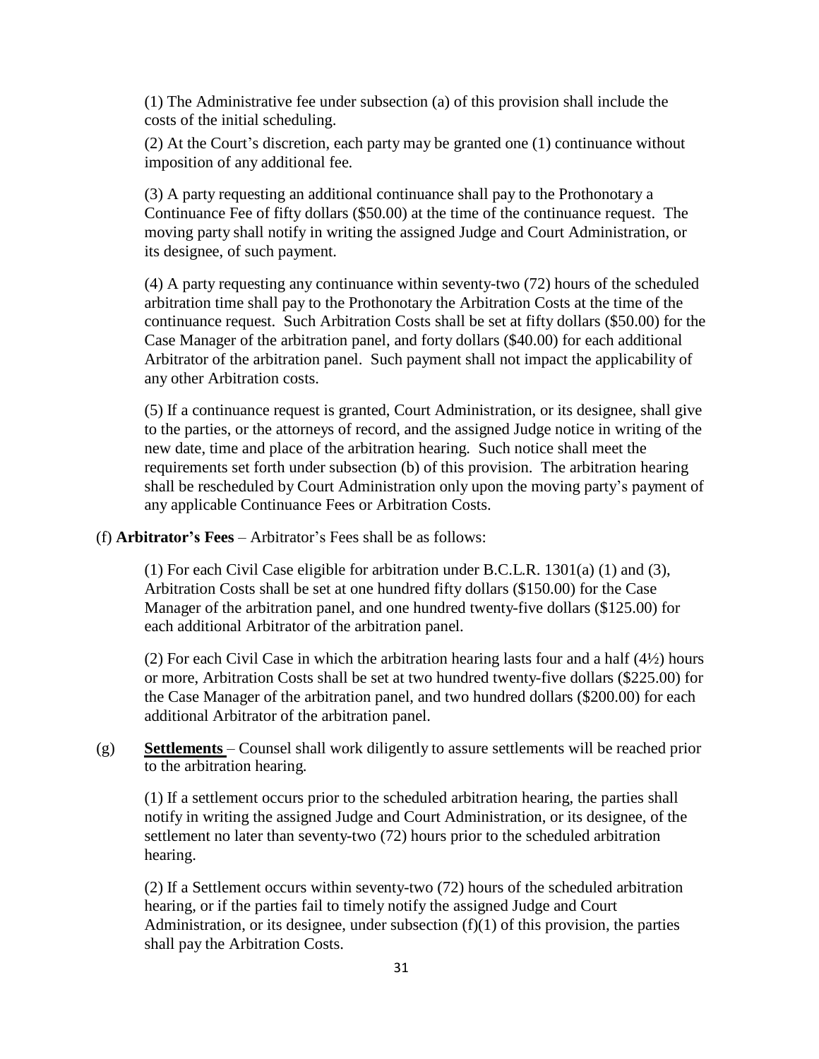(1) The Administrative fee under subsection (a) of this provision shall include the costs of the initial scheduling.

(2) At the Court's discretion, each party may be granted one (1) continuance without imposition of any additional fee.

(3) A party requesting an additional continuance shall pay to the Prothonotary a Continuance Fee of fifty dollars ($50.00) at the time of the continuance request. The moving party shall notify in writing the assigned Judge and Court Administration, or its designee, of such payment.

(4) A party requesting any continuance within seventy-two (72) hours of the scheduled arbitration time shall pay to the Prothonotary the Arbitration Costs at the time of the continuance request. Such Arbitration Costs shall be set at fifty dollars ($50.00) for the Case Manager of the arbitration panel, and forty dollars ($40.00) for each additional Arbitrator of the arbitration panel. Such payment shall not impact the applicability of any other Arbitration costs.

(5) If a continuance request is granted, Court Administration, or its designee, shall give to the parties, or the attorneys of record, and the assigned Judge notice in writing of the new date, time and place of the arbitration hearing. Such notice shall meet the requirements set forth under subsection (b) of this provision. The arbitration hearing shall be rescheduled by Court Administration only upon the moving party's payment of any applicable Continuance Fees or Arbitration Costs.

(f) **Arbitrator's Fees** – Arbitrator's Fees shall be as follows:

(1) For each Civil Case eligible for arbitration under B.C.L.R. 1301(a) (1) and (3), Arbitration Costs shall be set at one hundred fifty dollars ($150.00) for the Case Manager of the arbitration panel, and one hundred twenty-five dollars ($125.00) for each additional Arbitrator of the arbitration panel.

(2) For each Civil Case in which the arbitration hearing lasts four and a half (4½) hours or more, Arbitration Costs shall be set at two hundred twenty-five dollars ($225.00) for the Case Manager of the arbitration panel, and two hundred dollars ($200.00) for each additional Arbitrator of the arbitration panel.

(g) **Settlements** – Counsel shall work diligently to assure settlements will be reached prior to the arbitration hearing.

(1) If a settlement occurs prior to the scheduled arbitration hearing, the parties shall notify in writing the assigned Judge and Court Administration, or its designee, of the settlement no later than seventy-two (72) hours prior to the scheduled arbitration hearing.

(2) If a Settlement occurs within seventy-two (72) hours of the scheduled arbitration hearing, or if the parties fail to timely notify the assigned Judge and Court Administration, or its designee, under subsection (f)(1) of this provision, the parties shall pay the Arbitration Costs.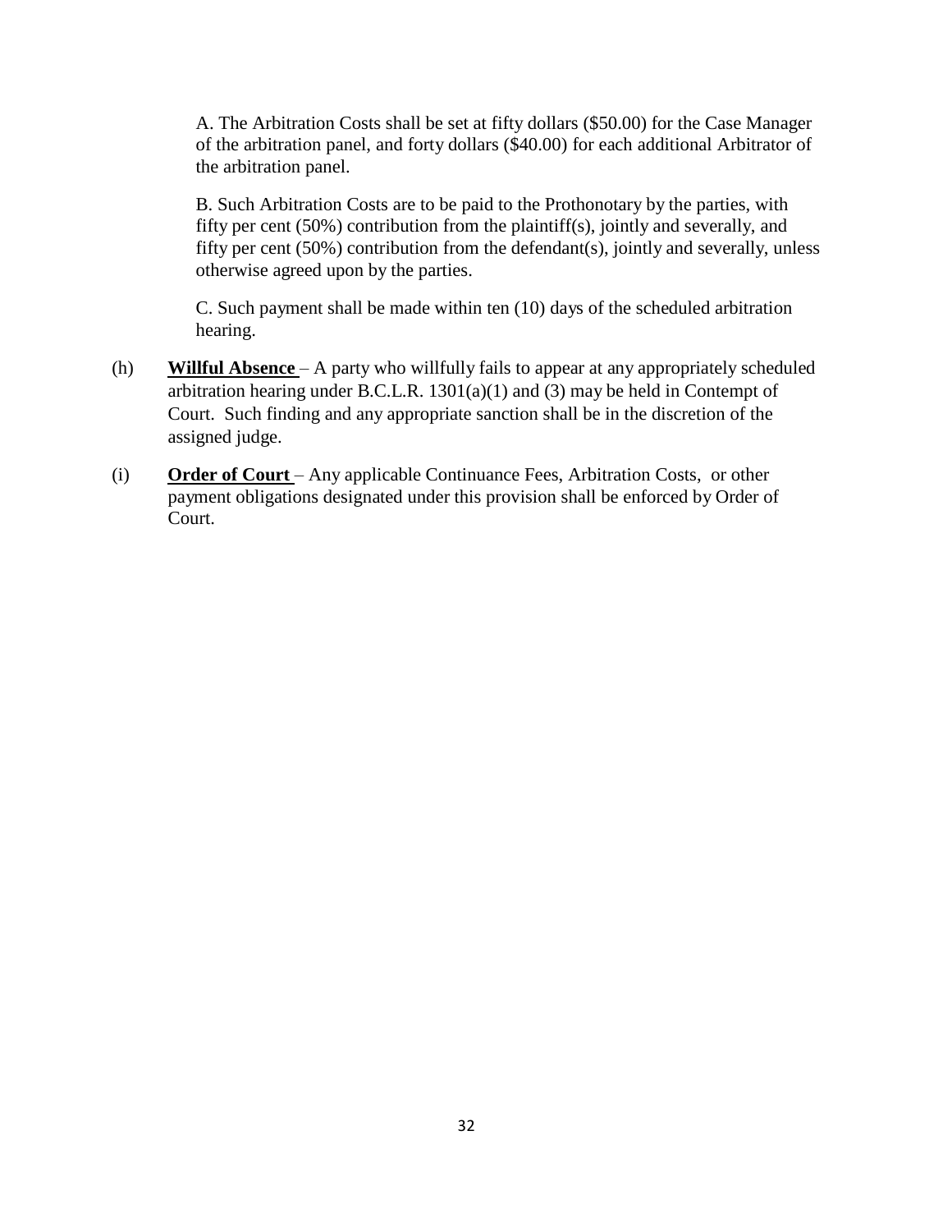A. The Arbitration Costs shall be set at fifty dollars ($50.00) for the Case Manager of the arbitration panel, and forty dollars ($40.00) for each additional Arbitrator of the arbitration panel.

B. Such Arbitration Costs are to be paid to the Prothonotary by the parties, with fifty per cent (50%) contribution from the plaintiff(s), jointly and severally, and fifty per cent (50%) contribution from the defendant(s), jointly and severally, unless otherwise agreed upon by the parties.

C. Such payment shall be made within ten (10) days of the scheduled arbitration hearing.

(h) **Willful Absence** – A party who willfully fails to appear at any appropriately scheduled arbitration hearing under B.C.L.R. 1301(a)(1) and (3) may be held in Contempt of Court. Such finding and any appropriate sanction shall be in the discretion of the assigned judge.

(i) **Order of Court** – Any applicable Continuance Fees, Arbitration Costs, or other payment obligations designated under this provision shall be enforced by Order of Court.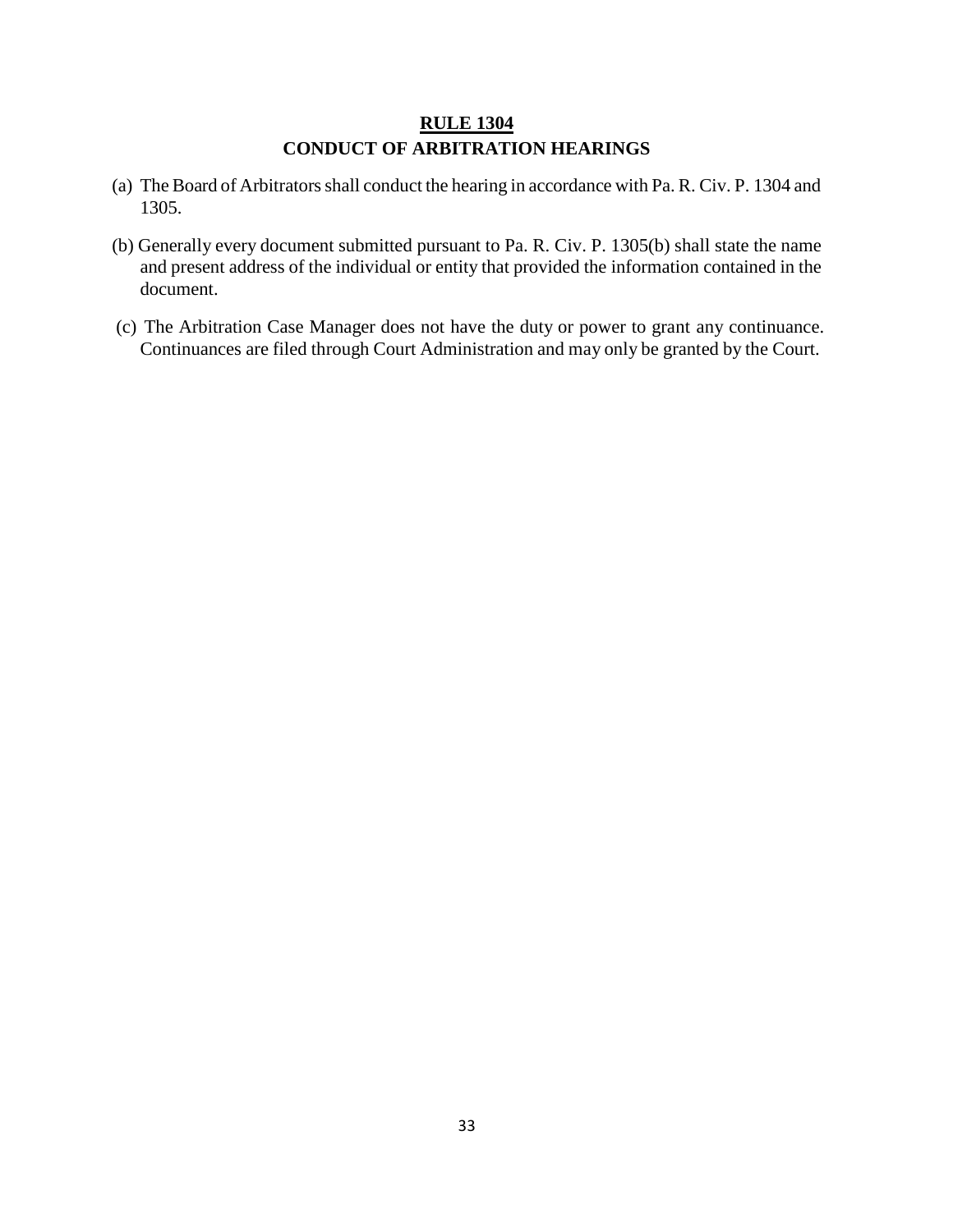## RULE 1304
## CONDUCT OF ARBITRATION HEARINGS

(a) The Board of Arbitrators shall conduct the hearing in accordance with Pa. R. Civ. P. 1304 and 1305.

(b) Generally every document submitted pursuant to Pa. R. Civ. P. 1305(b) shall state the name and present address of the individual or entity that provided the information contained in the document.

(c) The Arbitration Case Manager does not have the duty or power to grant any continuance. Continuances are filed through Court Administration and may only be granted by the Court.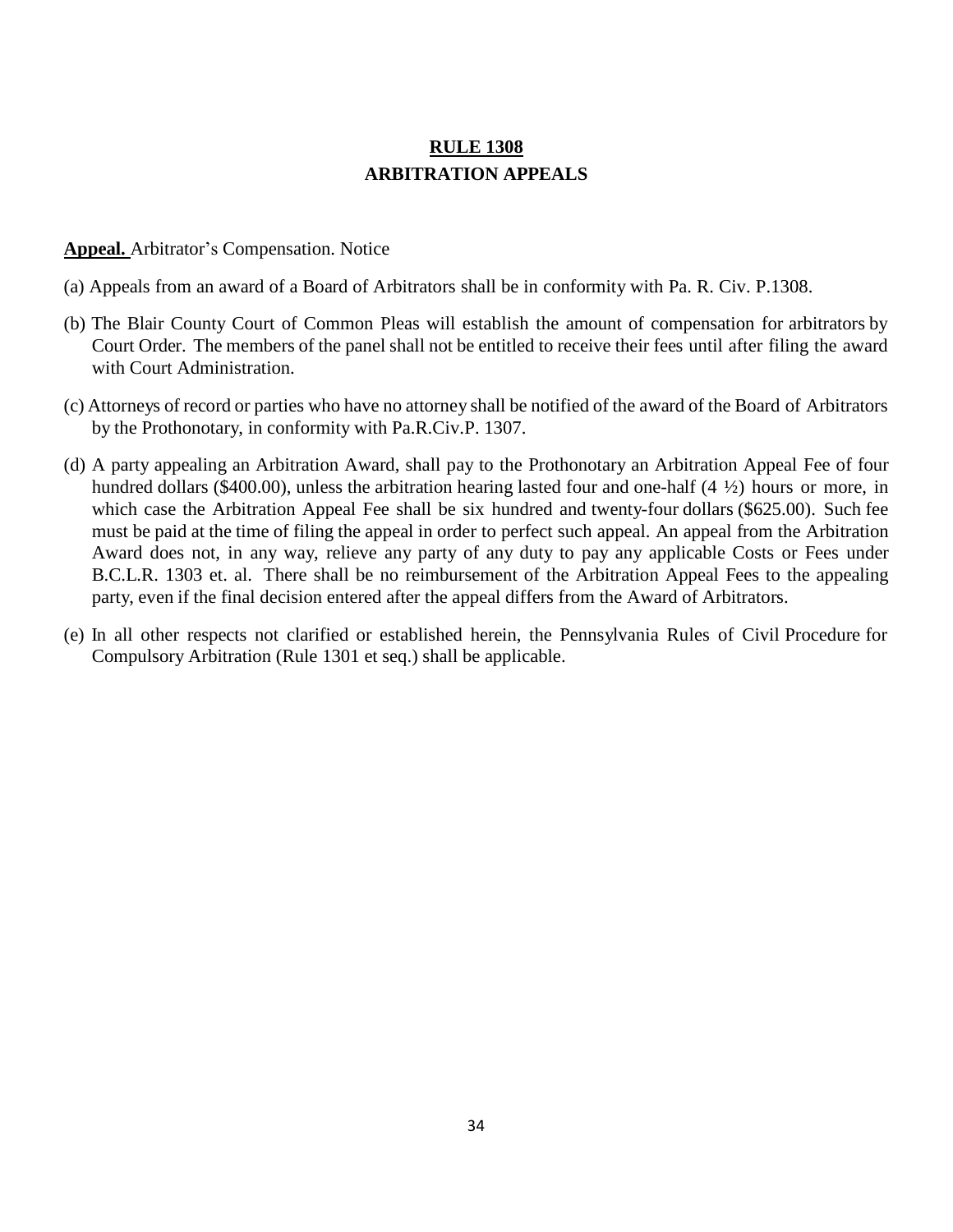## RULE 1308
## ARBITRATION APPEALS

**Appeal.** Arbitrator's Compensation. Notice

(a) Appeals from an award of a Board of Arbitrators shall be in conformity with Pa. R. Civ. P.1308.

(b) The Blair County Court of Common Pleas will establish the amount of compensation for arbitrators by Court Order. The members of the panel shall not be entitled to receive their fees until after filing the award with Court Administration.

(c) Attorneys of record or parties who have no attorney shall be notified of the award of the Board of Arbitrators by the Prothonotary, in conformity with Pa.R.Civ.P. 1307.

(d) A party appealing an Arbitration Award, shall pay to the Prothonotary an Arbitration Appeal Fee of four hundred dollars ($400.00), unless the arbitration hearing lasted four and one-half (4 ½) hours or more, in which case the Arbitration Appeal Fee shall be six hundred and twenty-four dollars ($625.00). Such fee must be paid at the time of filing the appeal in order to perfect such appeal. An appeal from the Arbitration Award does not, in any way, relieve any party of any duty to pay any applicable Costs or Fees under B.C.L.R. 1303 et. al. There shall be no reimbursement of the Arbitration Appeal Fees to the appealing party, even if the final decision entered after the appeal differs from the Award of Arbitrators.

(e) In all other respects not clarified or established herein, the Pennsylvania Rules of Civil Procedure for Compulsory Arbitration (Rule 1301 et seq.) shall be applicable.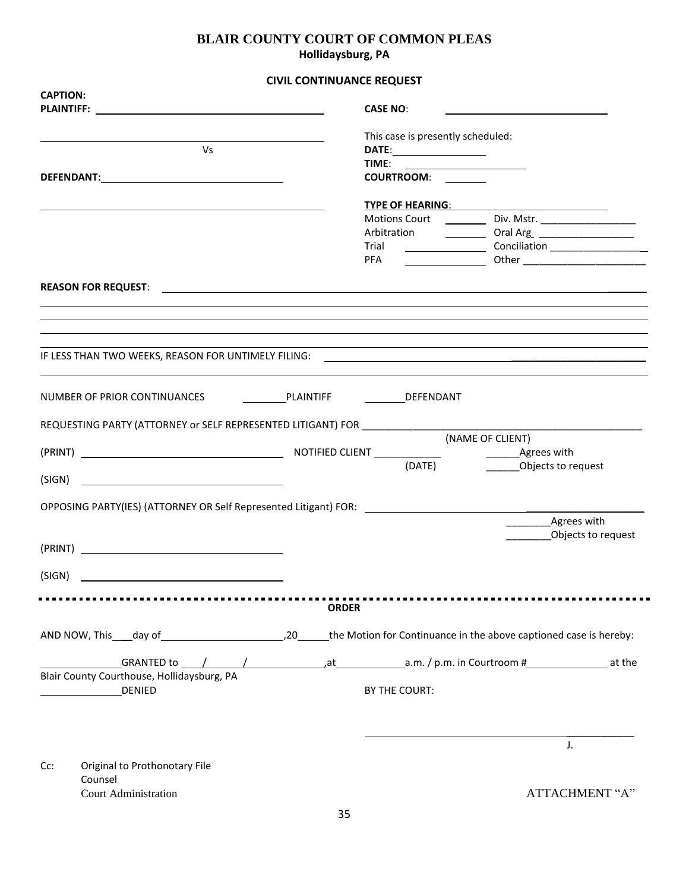# BLAIR COUNTY COURT OF COMMON PLEAS

**Hollidaysburg, PA**

## CIVIL CONTINUANCE REQUEST

**CAPTION:**

**PLAINTIFF:** ______________________________________

______________________________________

Vs

**DEFENDANT:** ______________________________

______________________________________

**CASE NO**: ______________________________

This case is presently scheduled:

**DATE**: __________________

**TIME**: ______________________

**COURTROOM**: _______

**TYPE OF HEARING**: ______________________________

| | | | |
|---|---|---|---|
| Motions Court | ________ | Div. Mstr. | _________________ |
| Arbitration | ________ | Oral Arg | _________________ |
| Trial | ______________ | Conciliation | _________________ |
| PFA | ______________ | Other | _______________________ |

**REASON FOR REQUEST**: ______________________________________________________________________________

______________________________________________________________________________

______________________________________________________________________________

______________________________________________________________________________

IF LESS THAN TWO WEEKS, REASON FOR UNTIMELY FILING: ______________________________________________

______________________________________________________________________________

NUMBER OF PRIOR CONTINUANCES ________PLAINTIFF ________DEFENDANT

REQUESTING PARTY (ATTORNEY or SELF REPRESENTED LITIGANT) FOR __________________________________________________
(NAME OF CLIENT)

(PRINT) ______________________________ NOTIFIED CLIENT ____________ (DATE)

______Agrees with

______Objects to request

(SIGN) ______________________________

OPPOSING PARTY(IES) (ATTORNEY OR Self Represented Litigant) FOR: ______________________________

________Agrees with

________Objects to request

(PRINT) ______________________________

(SIGN) ______________________________

---

## ORDER

AND NOW, This ___day of ____________________,20_____the Motion for Continuance in the above captioned case is hereby:

______________GRANTED to ____/______/______________,at ____________a.m. / p.m. in Courtroom #______________ at the Blair County Courthouse, Hollidaysburg, PA

______________DENIED

BY THE COURT:

______________________________________
J.

Cc: Original to Prothonotary File
Counsel
Court Administration

ATTACHMENT "A"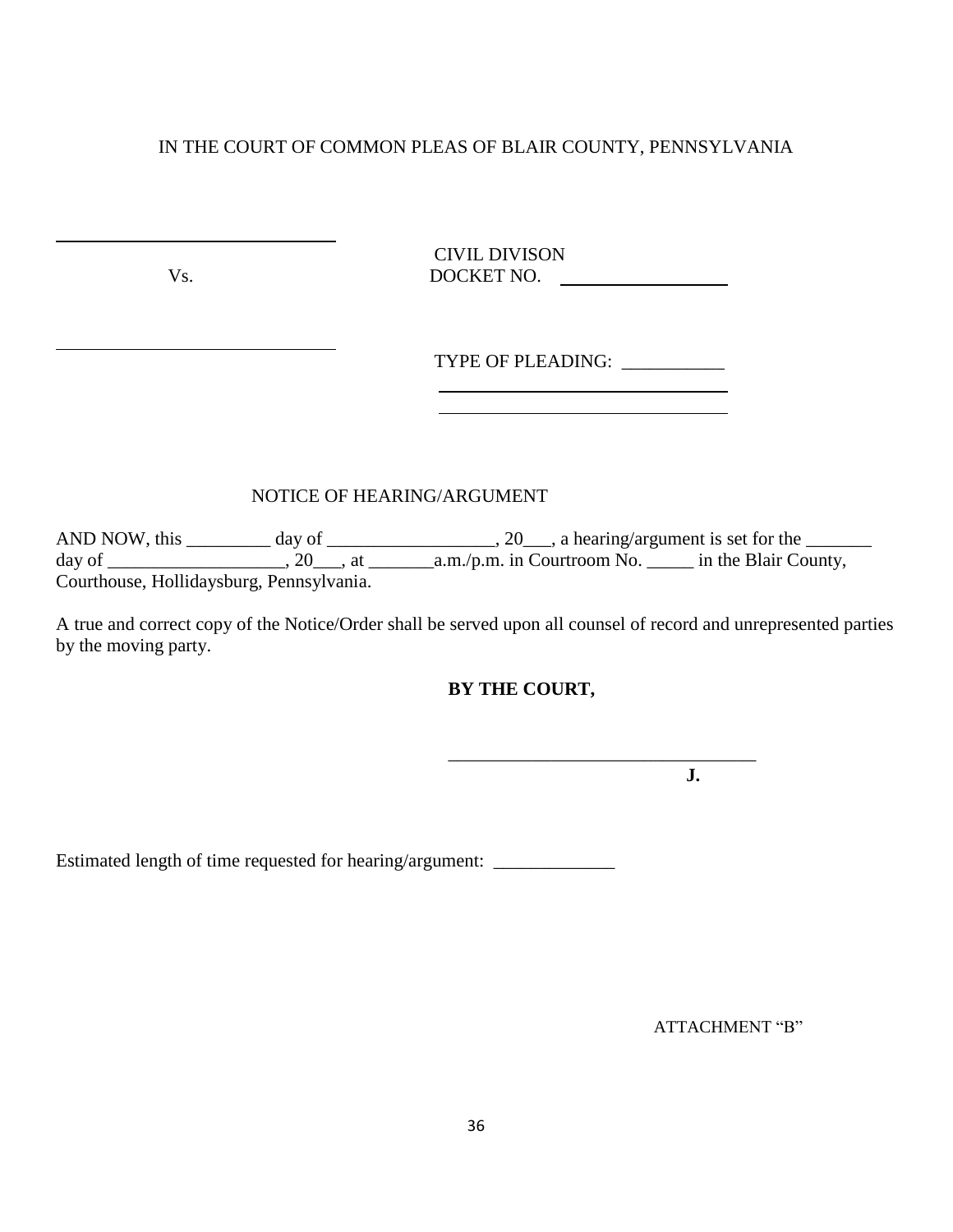IN THE COURT OF COMMON PLEAS OF BLAIR COUNTY, PENNSYLVANIA

______________________________

Vs.

______________________________

CIVIL DIVISON
DOCKET NO. ________________

TYPE OF PLEADING: ___________
______________________________
______________________________

NOTICE OF HEARING/ARGUMENT

AND NOW, this _________ day of __________________, 20___, a hearing/argument is set for the _______ day of ___________________, 20___, at _______a.m./p.m. in Courtroom No. _____ in the Blair County, Courthouse, Hollidaysburg, Pennsylvania.

A true and correct copy of the Notice/Order shall be served upon all counsel of record and unrepresented parties by the moving party.

**BY THE COURT,**

_________________________________
**J.**

Estimated length of time requested for hearing/argument: _____________

ATTACHMENT "B"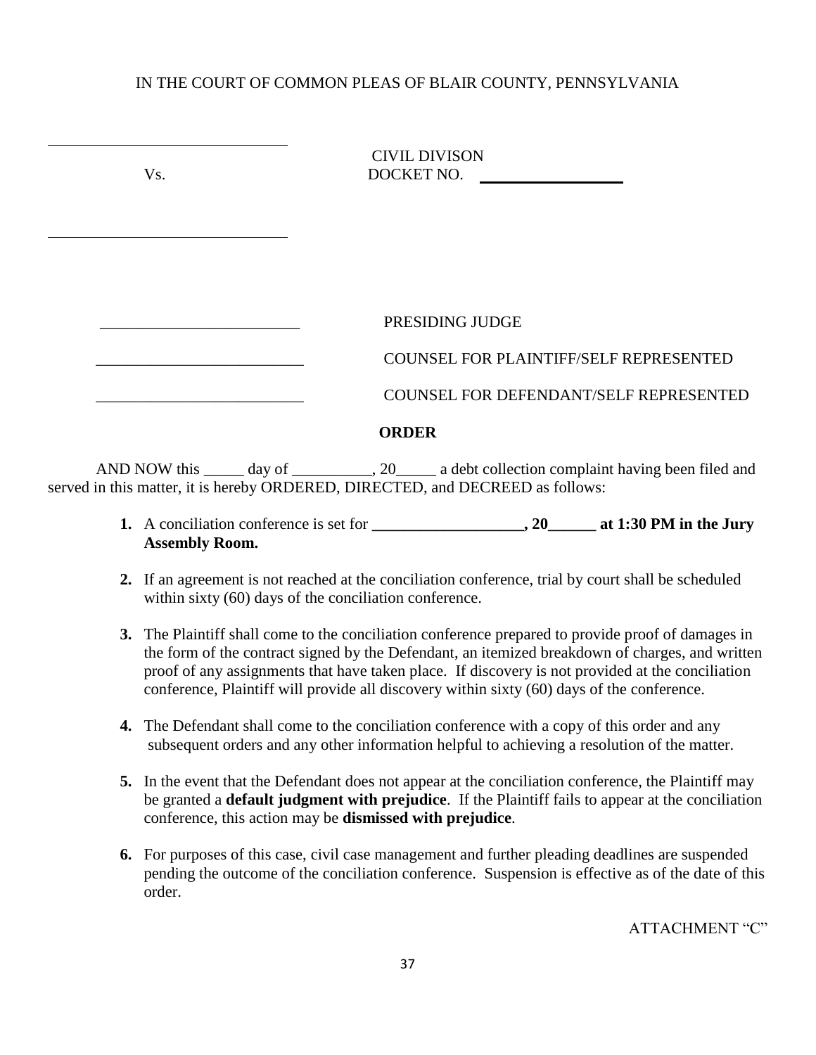IN THE COURT OF COMMON PLEAS OF BLAIR COUNTY, PENNSYLVANIA

______________________________

Vs.

______________________________

CIVIL DIVISON
DOCKET NO. ________________

________________________ PRESIDING JUDGE

________________________ COUNSEL FOR PLAINTIFF/SELF REPRESENTED

________________________ COUNSEL FOR DEFENDANT/SELF REPRESENTED

**ORDER**

AND NOW this _____ day of __________, 20_____ a debt collection complaint having been filed and served in this matter, it is hereby ORDERED, DIRECTED, and DECREED as follows:

1. A conciliation conference is set for **___________________, 20______ at 1:30 PM in the Jury Assembly Room.**

2. If an agreement is not reached at the conciliation conference, trial by court shall be scheduled within sixty (60) days of the conciliation conference.

3. The Plaintiff shall come to the conciliation conference prepared to provide proof of damages in the form of the contract signed by the Defendant, an itemized breakdown of charges, and written proof of any assignments that have taken place. If discovery is not provided at the conciliation conference, Plaintiff will provide all discovery within sixty (60) days of the conference.

4. The Defendant shall come to the conciliation conference with a copy of this order and any subsequent orders and any other information helpful to achieving a resolution of the matter.

5. In the event that the Defendant does not appear at the conciliation conference, the Plaintiff may be granted a **default judgment with prejudice**. If the Plaintiff fails to appear at the conciliation conference, this action may be **dismissed with prejudice**.

6. For purposes of this case, civil case management and further pleading deadlines are suspended pending the outcome of the conciliation conference. Suspension is effective as of the date of this order.

ATTACHMENT "C"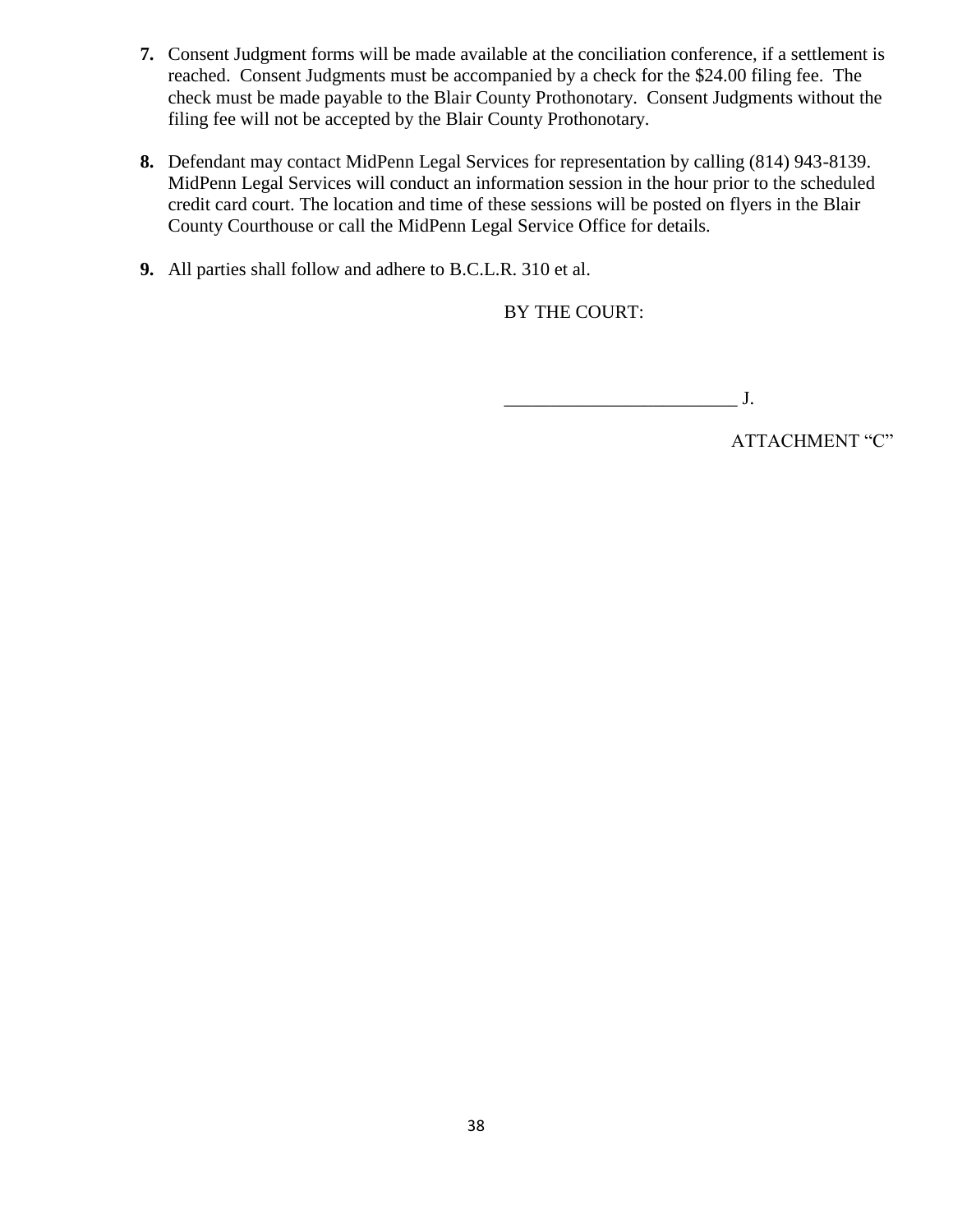7. Consent Judgment forms will be made available at the conciliation conference, if a settlement is reached. Consent Judgments must be accompanied by a check for the $24.00 filing fee. The check must be made payable to the Blair County Prothonotary. Consent Judgments without the filing fee will not be accepted by the Blair County Prothonotary.

8. Defendant may contact MidPenn Legal Services for representation by calling (814) 943-8139. MidPenn Legal Services will conduct an information session in the hour prior to the scheduled credit card court. The location and time of these sessions will be posted on flyers in the Blair County Courthouse or call the MidPenn Legal Service Office for details.

9. All parties shall follow and adhere to B.C.L.R. 310 et al.

BY THE COURT:

_________________________ J.

ATTACHMENT "C"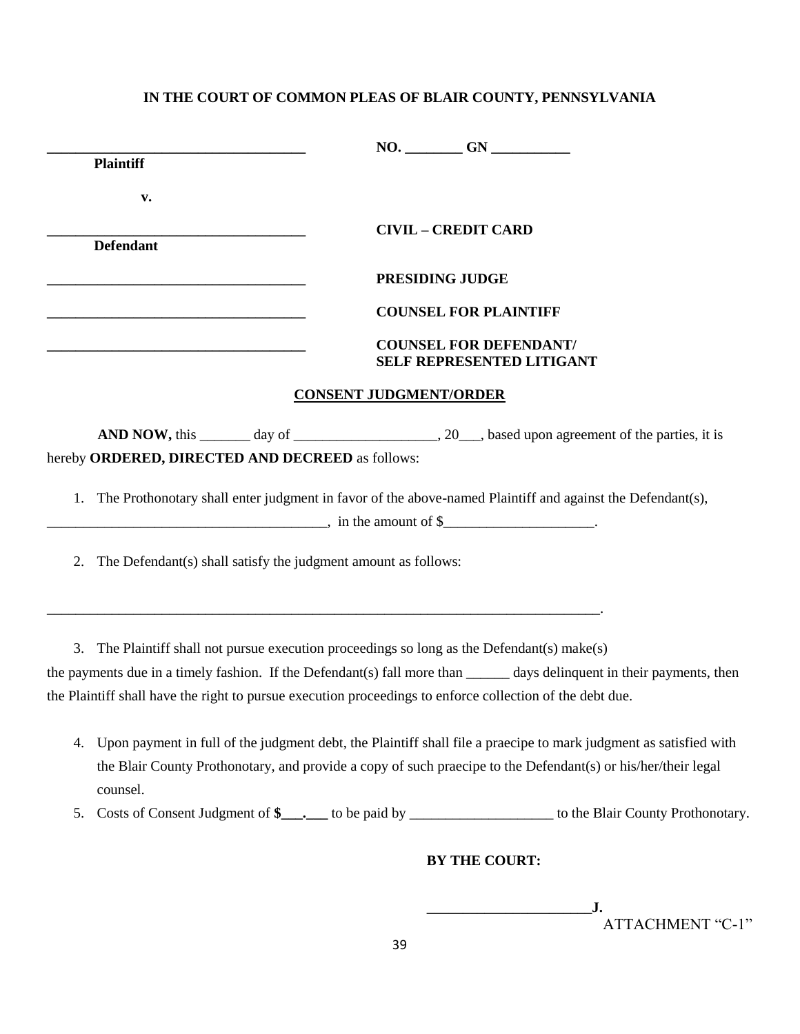**IN THE COURT OF COMMON PLEAS OF BLAIR COUNTY, PENNSYLVANIA**

| | |
|---|---|
| ____________________________________ **Plaintiff** | **NO. ________ GN ___________** |
| **v.** | |
| ____________________________________ **Defendant** | **CIVIL – CREDIT CARD** |
| ____________________________________ | **PRESIDING JUDGE** |
| ____________________________________ | **COUNSEL FOR PLAINTIFF** |
| ____________________________________ | **COUNSEL FOR DEFENDANT/ SELF REPRESENTED LITIGANT** |

**CONSENT JUDGMENT/ORDER**

**AND NOW,** this _______ day of ____________________, 20___, based upon agreement of the parties, it is hereby **ORDERED, DIRECTED AND DECREED** as follows:

1. The Prothonotary shall enter judgment in favor of the above-named Plaintiff and against the Defendant(s), _______________________________________, in the amount of $_____________________.

2. The Defendant(s) shall satisfy the judgment amount as follows:

_______________________________________________________________________________.

3. The Plaintiff shall not pursue execution proceedings so long as the Defendant(s) make(s) the payments due in a timely fashion. If the Defendant(s) fall more than ______ days delinquent in their payments, then the Plaintiff shall have the right to pursue execution proceedings to enforce collection of the debt due.

4. Upon payment in full of the judgment debt, the Plaintiff shall file a praecipe to mark judgment as satisfied with the Blair County Prothonotary, and provide a copy of such praecipe to the Defendant(s) or his/her/their legal counsel.
5. Costs of Consent Judgment of **$___.___** to be paid by ____________________ to the Blair County Prothonotary.

**BY THE COURT:**

**______________________J.**

ATTACHMENT "C-1"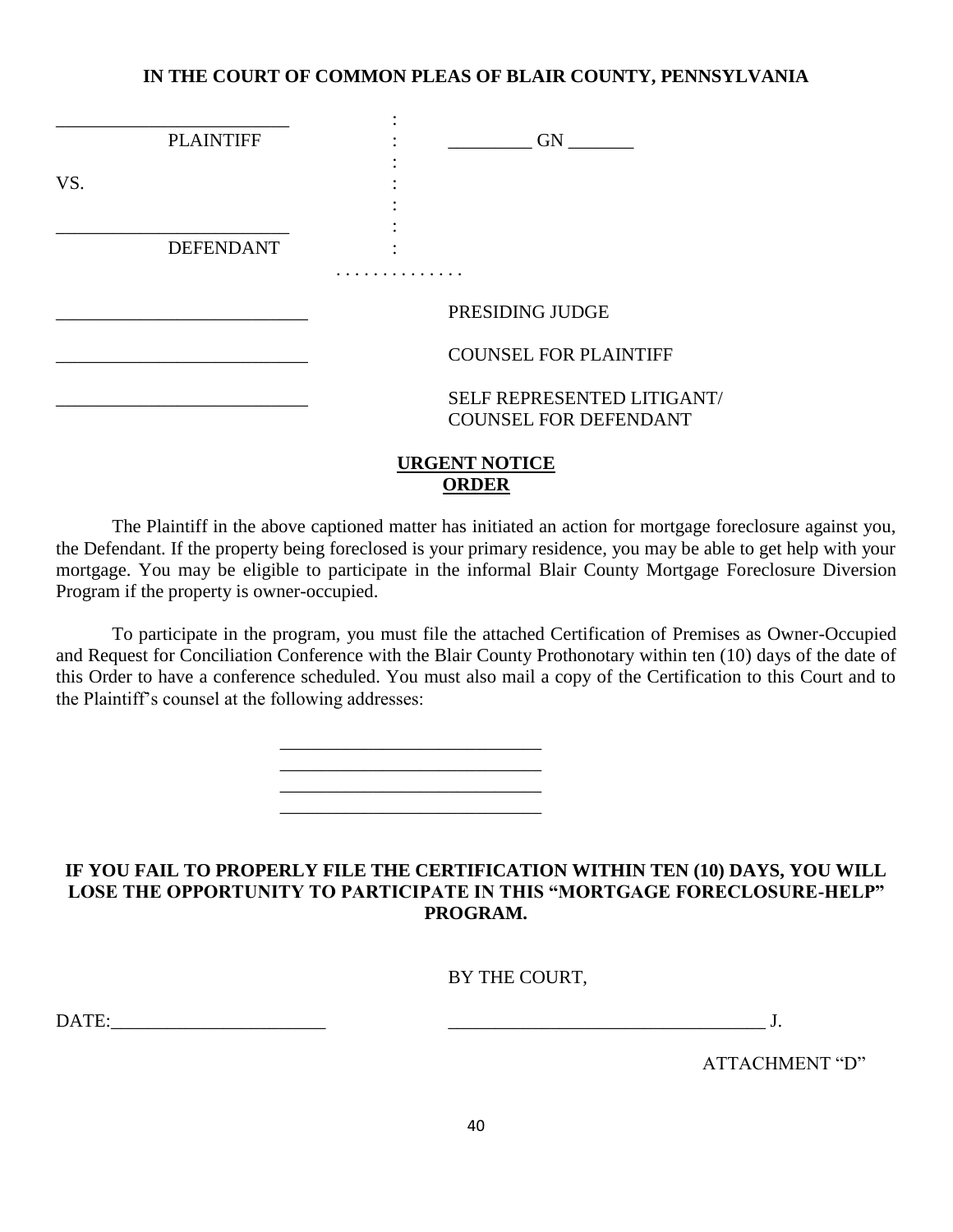**IN THE COURT OF COMMON PLEAS OF BLAIR COUNTY, PENNSYLVANIA**

| | | |
|---|---|---|
| _________________________ PLAINTIFF | : | _________ GN _______ |
| VS. | : | |
| _________________________ DEFENDANT | : | |

_________________________ PRESIDING JUDGE

_________________________ COUNSEL FOR PLAINTIFF

_________________________ SELF REPRESENTED LITIGANT/ COUNSEL FOR DEFENDANT

**URGENT NOTICE**
**ORDER**

The Plaintiff in the above captioned matter has initiated an action for mortgage foreclosure against you, the Defendant. If the property being foreclosed is your primary residence, you may be able to get help with your mortgage. You may be eligible to participate in the informal Blair County Mortgage Foreclosure Diversion Program if the property is owner-occupied.

To participate in the program, you must file the attached Certification of Premises as Owner-Occupied and Request for Conciliation Conference with the Blair County Prothonotary within ten (10) days of the date of this Order to have a conference scheduled. You must also mail a copy of the Certification to this Court and to the Plaintiff's counsel at the following addresses:

____________________________
____________________________
____________________________
____________________________

**IF YOU FAIL TO PROPERLY FILE THE CERTIFICATION WITHIN TEN (10) DAYS, YOU WILL LOSE THE OPPORTUNITY TO PARTICIPATE IN THIS "MORTGAGE FORECLOSURE-HELP" PROGRAM.**

BY THE COURT,

DATE:_______________________ __________________________________ J.

ATTACHMENT "D"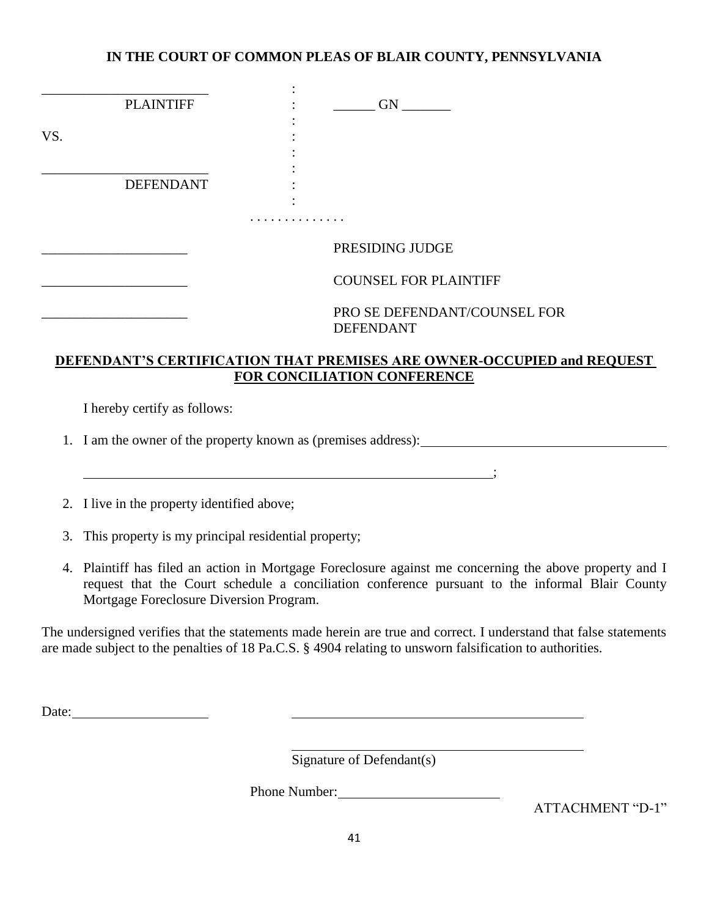**IN THE COURT OF COMMON PLEAS OF BLAIR COUNTY, PENNSYLVANIA**

________________________ :
PLAINTIFF : ______ GN _______
:
VS. :
:
________________________ :
DEFENDANT :
:

_____________________ PRESIDING JUDGE

_____________________ COUNSEL FOR PLAINTIFF

_____________________ PRO SE DEFENDANT/COUNSEL FOR DEFENDANT

**DEFENDANT'S CERTIFICATION THAT PREMISES ARE OWNER-OCCUPIED and REQUEST FOR CONCILIATION CONFERENCE**

I hereby certify as follows:

1. I am the owner of the property known as (premises address): ____________________________________

   ______________________________________________________________;

2. I live in the property identified above;

3. This property is my principal residential property;

4. Plaintiff has filed an action in Mortgage Foreclosure against me concerning the above property and I request that the Court schedule a conciliation conference pursuant to the informal Blair County Mortgage Foreclosure Diversion Program.

The undersigned verifies that the statements made herein are true and correct. I understand that false statements are made subject to the penalties of 18 Pa.C.S. § 4904 relating to unsworn falsification to authorities.

Date: ____________________ ____________________________________________

____________________________________________
Signature of Defendant(s)

Phone Number: ________________________

ATTACHMENT "D-1"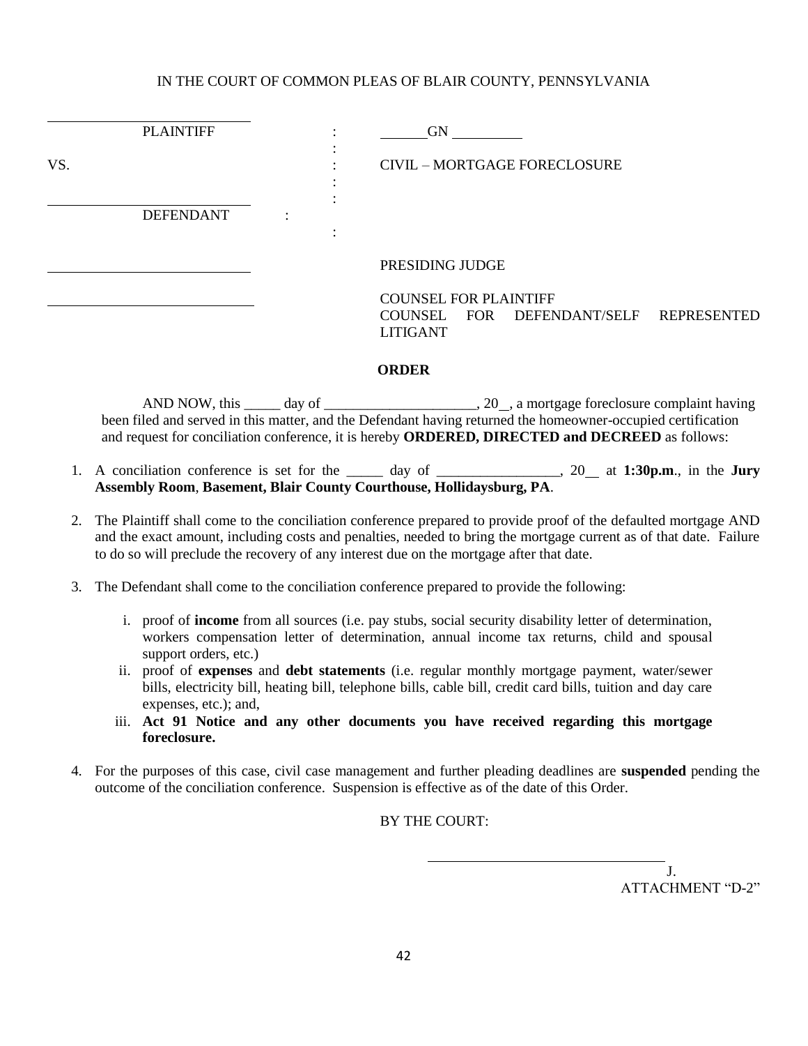IN THE COURT OF COMMON PLEAS OF BLAIR COUNTY, PENNSYLVANIA

| | | |
|---|---|---|
| ____________________ PLAINTIFF | : | ______GN ________ |
| | : | |
| VS. | : | CIVIL – MORTGAGE FORECLOSURE |
| | : | |
| | : | |
| ____________________ DEFENDANT | : | |
| | : | |
| ____________________ | | PRESIDING JUDGE |
| ____________________ | | COUNSEL FOR PLAINTIFF |
| | | COUNSEL FOR DEFENDANT/SELF REPRESENTED LITIGANT |

**ORDER**

AND NOW, this _____ day of ____________________, 20__, a mortgage foreclosure complaint having been filed and served in this matter, and the Defendant having returned the homeowner-occupied certification and request for conciliation conference, it is hereby **ORDERED, DIRECTED and DECREED** as follows:

1. A conciliation conference is set for the _____ day of ________________, 20__ at **1:30p.m**., in the **Jury Assembly Room**, **Basement, Blair County Courthouse, Hollidaysburg, PA**.

2. The Plaintiff shall come to the conciliation conference prepared to provide proof of the defaulted mortgage AND and the exact amount, including costs and penalties, needed to bring the mortgage current as of that date. Failure to do so will preclude the recovery of any interest due on the mortgage after that date.

3. The Defendant shall come to the conciliation conference prepared to provide the following:

   i. proof of **income** from all sources (i.e. pay stubs, social security disability letter of determination, workers compensation letter of determination, annual income tax returns, child and spousal support orders, etc.)

   ii. proof of **expenses** and **debt statements** (i.e. regular monthly mortgage payment, water/sewer bills, electricity bill, heating bill, telephone bills, cable bill, credit card bills, tuition and day care expenses, etc.); and,

   iii. **Act 91 Notice and any other documents you have received regarding this mortgage foreclosure.**

4. For the purposes of this case, civil case management and further pleading deadlines are **suspended** pending the outcome of the conciliation conference. Suspension is effective as of the date of this Order.

BY THE COURT:

______________________________ J.

ATTACHMENT "D-2"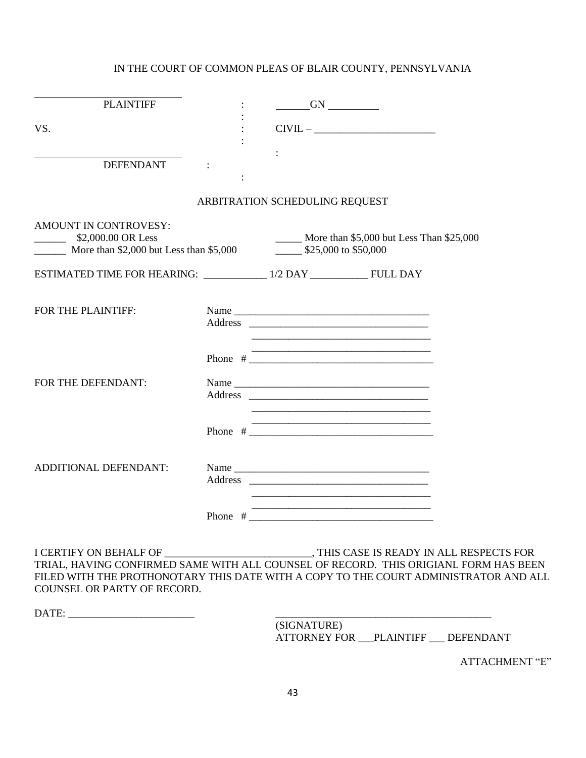IN THE COURT OF COMMON PLEAS OF BLAIR COUNTY, PENNSYLVANIA

\_\_\_\_\_\_\_\_\_\_\_\_\_\_\_\_\_\_\_\_\_\_\_\_\_\_\_\_\_\_
PLAINTIFF : \_\_\_\_\_\_\_GN \_\_\_\_\_\_\_\_\_\_
:
VS. : CIVIL – \_\_\_\_\_\_\_\_\_\_\_\_\_\_\_\_\_\_\_\_\_\_\_\_
:
\_\_\_\_\_\_\_\_\_\_\_\_\_\_\_\_\_\_\_\_\_\_\_\_\_\_\_\_\_\_ :
DEFENDANT :
:

ARBITRATION SCHEDULING REQUEST

AMOUNT IN CONTROVESY:

\_\_\_\_\_\_ $2,000.00 OR Less

\_\_\_\_\_\_ More than $2,000 but Less than $5,000

\_\_\_\_\_ More than $5,000 but Less Than $25,000

\_\_\_\_\_ $25,000 to $50,000

ESTIMATED TIME FOR HEARING: \_\_\_\_\_\_\_\_\_\_\_\_ 1/2 DAY \_\_\_\_\_\_\_\_\_\_\_ FULL DAY

FOR THE PLAINTIFF:
Name \_\_\_\_\_\_\_\_\_\_\_\_\_\_\_\_\_\_\_\_\_\_\_\_\_\_\_\_\_\_\_\_\_\_\_\_\_\_
Address \_\_\_\_\_\_\_\_\_\_\_\_\_\_\_\_\_\_\_\_\_\_\_\_\_\_\_\_\_\_\_\_\_\_\_
\_\_\_\_\_\_\_\_\_\_\_\_\_\_\_\_\_\_\_\_\_\_\_\_\_\_\_\_\_\_\_\_\_\_\_
\_\_\_\_\_\_\_\_\_\_\_\_\_\_\_\_\_\_\_\_\_\_\_\_\_\_\_\_\_\_\_\_\_\_\_
Phone # \_\_\_\_\_\_\_\_\_\_\_\_\_\_\_\_\_\_\_\_\_\_\_\_\_\_\_\_\_\_\_\_\_\_\_\_

FOR THE DEFENDANT:
Name \_\_\_\_\_\_\_\_\_\_\_\_\_\_\_\_\_\_\_\_\_\_\_\_\_\_\_\_\_\_\_\_\_\_\_\_\_\_
Address \_\_\_\_\_\_\_\_\_\_\_\_\_\_\_\_\_\_\_\_\_\_\_\_\_\_\_\_\_\_\_\_\_\_\_
\_\_\_\_\_\_\_\_\_\_\_\_\_\_\_\_\_\_\_\_\_\_\_\_\_\_\_\_\_\_\_\_\_\_\_
\_\_\_\_\_\_\_\_\_\_\_\_\_\_\_\_\_\_\_\_\_\_\_\_\_\_\_\_\_\_\_\_\_\_\_
Phone # \_\_\_\_\_\_\_\_\_\_\_\_\_\_\_\_\_\_\_\_\_\_\_\_\_\_\_\_\_\_\_\_\_\_\_\_

ADDITIONAL DEFENDANT:
Name \_\_\_\_\_\_\_\_\_\_\_\_\_\_\_\_\_\_\_\_\_\_\_\_\_\_\_\_\_\_\_\_\_\_\_\_\_\_
Address \_\_\_\_\_\_\_\_\_\_\_\_\_\_\_\_\_\_\_\_\_\_\_\_\_\_\_\_\_\_\_\_\_\_\_
\_\_\_\_\_\_\_\_\_\_\_\_\_\_\_\_\_\_\_\_\_\_\_\_\_\_\_\_\_\_\_\_\_\_\_
\_\_\_\_\_\_\_\_\_\_\_\_\_\_\_\_\_\_\_\_\_\_\_\_\_\_\_\_\_\_\_\_\_\_\_
Phone # \_\_\_\_\_\_\_\_\_\_\_\_\_\_\_\_\_\_\_\_\_\_\_\_\_\_\_\_\_\_\_\_\_\_\_\_

I CERTIFY ON BEHALF OF \_\_\_\_\_\_\_\_\_\_\_\_\_\_\_\_\_\_\_\_\_\_\_\_\_\_\_\_\_, THIS CASE IS READY IN ALL RESPECTS FOR TRIAL, HAVING CONFIRMED SAME WITH ALL COUNSEL OF RECORD. THIS ORIGIANL FORM HAS BEEN FILED WITH THE PROTHONOTARY THIS DATE WITH A COPY TO THE COURT ADMINISTRATOR AND ALL COUNSEL OR PARTY OF RECORD.

DATE: \_\_\_\_\_\_\_\_\_\_\_\_\_\_\_\_\_\_\_\_\_\_\_\_\_

\_\_\_\_\_\_\_\_\_\_\_\_\_\_\_\_\_\_\_\_\_\_\_\_\_\_\_\_\_\_\_\_\_\_\_\_\_\_\_\_\_\_\_\_
(SIGNATURE)
ATTORNEY FOR \_\_\_PLAINTIFF \_\_\_ DEFENDANT

ATTACHMENT "E"